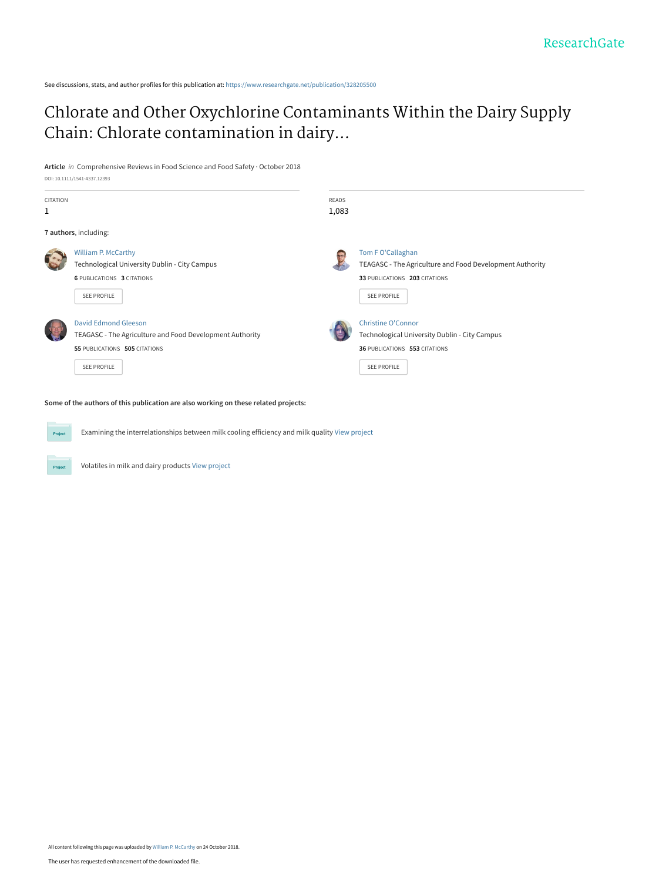ResearchGate

See discussions, stats, and author profiles for this publication at: https://www.researchgate.net/publication/328205500

# Chlorate and Other Oxychlorine Contaminants Within the Dairy Supply Chain: Chlorate contamination in dairy...

**Article** *in* Comprehensive Reviews in Food Science and Food Safety · October 2018

DOI: 10.1111/1541-4337.12393

| CITATION | READS |
|---|---|
| 1 | 1,083 |

**7 authors**, including:

William P. McCarthy
Technological University Dublin - City Campus
6 PUBLICATIONS 3 CITATIONS
SEE PROFILE

Tom F O'Callaghan
TEAGASC - The Agriculture and Food Development Authority
33 PUBLICATIONS 203 CITATIONS
SEE PROFILE

David Edmond Gleeson
TEAGASC - The Agriculture and Food Development Authority
55 PUBLICATIONS 505 CITATIONS
SEE PROFILE

Christine O'Connor
Technological University Dublin - City Campus
36 PUBLICATIONS 553 CITATIONS
SEE PROFILE

**Some of the authors of this publication are also working on these related projects:**

Project: Examining the interrelationships between milk cooling efficiency and milk quality View project

Project: Volatiles in milk and dairy products View project

All content following this page was uploaded by William P. McCarthy on 24 October 2018.

The user has requested enhancement of the downloaded file.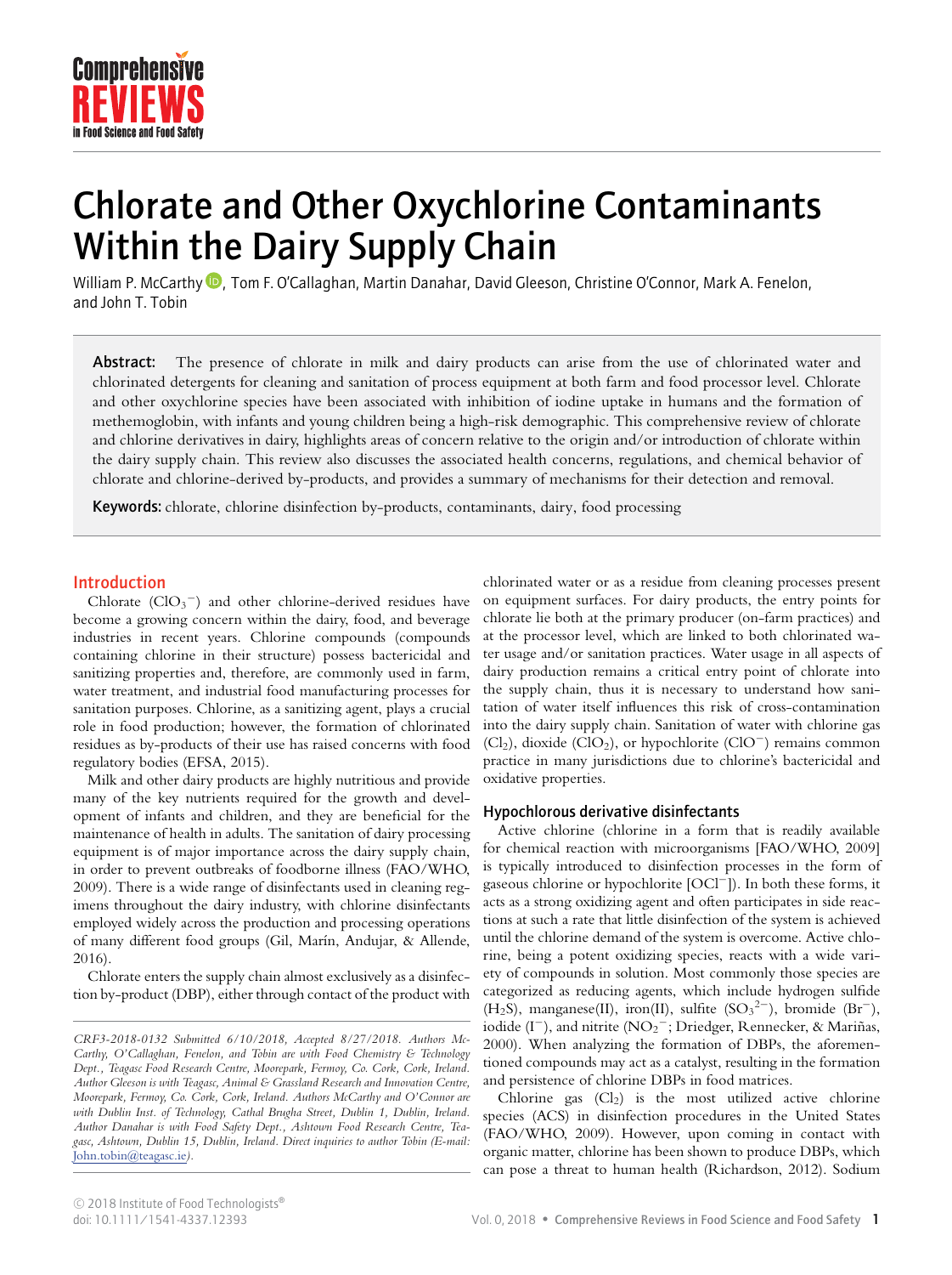# Chlorate and Other Oxychlorine Contaminants Within the Dairy Supply Chain

William P. McCarthy, Tom F. O'Callaghan, Martin Danahar, David Gleeson, Christine O'Connor, Mark A. Fenelon, and John T. Tobin

**Abstract:** The presence of chlorate in milk and dairy products can arise from the use of chlorinated water and chlorinated detergents for cleaning and sanitation of process equipment at both farm and food processor level. Chlorate and other oxychlorine species have been associated with inhibition of iodine uptake in humans and the formation of methemoglobin, with infants and young children being a high-risk demographic. This comprehensive review of chlorate and chlorine derivatives in dairy, highlights areas of concern relative to the origin and/or introduction of chlorate within the dairy supply chain. This review also discusses the associated health concerns, regulations, and chemical behavior of chlorate and chlorine-derived by-products, and provides a summary of mechanisms for their detection and removal.

**Keywords:** chlorate, chlorine disinfection by-products, contaminants, dairy, food processing

## Introduction

Chlorate ($ClO_3^-$) and other chlorine-derived residues have become a growing concern within the dairy, food, and beverage industries in recent years. Chlorine compounds (compounds containing chlorine in their structure) possess bactericidal and sanitizing properties and, therefore, are commonly used in farm, water treatment, and industrial food manufacturing processes for sanitation purposes. Chlorine, as a sanitizing agent, plays a crucial role in food production; however, the formation of chlorinated residues as by-products of their use has raised concerns with food regulatory bodies (EFSA, 2015).

Milk and other dairy products are highly nutritious and provide many of the key nutrients required for the growth and development of infants and children, and they are beneficial for the maintenance of health in adults. The sanitation of dairy processing equipment is of major importance across the dairy supply chain, in order to prevent outbreaks of foodborne illness (FAO/WHO, 2009). There is a wide range of disinfectants used in cleaning regimens throughout the dairy industry, with chlorine disinfectants employed widely across the production and processing operations of many different food groups (Gil, Marín, Andujar, & Allende, 2016).

Chlorate enters the supply chain almost exclusively as a disinfection by-product (DBP), either through contact of the product with chlorinated water or as a residue from cleaning processes present on equipment surfaces. For dairy products, the entry points for chlorate lie both at the primary producer (on-farm practices) and at the processor level, which are linked to both chlorinated water usage and/or sanitation practices. Water usage in all aspects of dairy production remains a critical entry point of chlorate into the supply chain, thus it is necessary to understand how sanitation of water itself influences this risk of cross-contamination into the dairy supply chain. Sanitation of water with chlorine gas ($Cl_2$), dioxide ($ClO_2$), or hypochlorite ($ClO^-$) remains common practice in many jurisdictions due to chlorine's bactericidal and oxidative properties.

### Hypochlorous derivative disinfectants

Active chlorine (chlorine in a form that is readily available for chemical reaction with microorganisms [FAO/WHO, 2009] is typically introduced to disinfection processes in the form of gaseous chlorine or hypochlorite [$OCl^-$]). In both these forms, it acts as a strong oxidizing agent and often participates in side reactions at such a rate that little disinfection of the system is achieved until the chlorine demand of the system is overcome. Active chlorine, being a potent oxidizing species, reacts with a wide variety of compounds in solution. Most commonly those species are categorized as reducing agents, which include hydrogen sulfide ($H_2S$), manganese(II), iron(II), sulfite ($SO_3^{2-}$), bromide ($Br^-$), iodide ($I^-$), and nitrite ($NO_2^-$; Driedger, Rennecker, & Mariñas, 2000). When analyzing the formation of DBPs, the aforementioned compounds may act as a catalyst, resulting in the formation and persistence of chlorine DBPs in food matrices.

Chlorine gas ($Cl_2$) is the most utilized active chlorine species (ACS) in disinfection procedures in the United States (FAO/WHO, 2009). However, upon coming in contact with organic matter, chlorine has been shown to produce DBPs, which can pose a threat to human health (Richardson, 2012). Sodium

*CRF3-2018-0132 Submitted 6/10/2018, Accepted 8/27/2018. Authors McCarthy, O'Callaghan, Fenelon, and Tobin are with Food Chemistry & Technology Dept., Teagasc Food Research Centre, Moorepark, Fermoy, Co. Cork, Cork, Ireland. Author Gleeson is with Teagasc, Animal & Grassland Research and Innovation Centre, Moorepark, Fermoy, Co. Cork, Cork, Ireland. Authors McCarthy and O'Connor are with Dublin Inst. of Technology, Cathal Brugha Street, Dublin 1, Dublin, Ireland. Author Danahar is with Food Safety Dept., Ashtown Food Research Centre, Teagasc, Ashtown, Dublin 15, Dublin, Ireland. Direct inquiries to author Tobin (E-mail: John.tobin@teagasc.ie).*

© 2018 Institute of Food Technologists®
doi: 10.1111/1541-4337.12393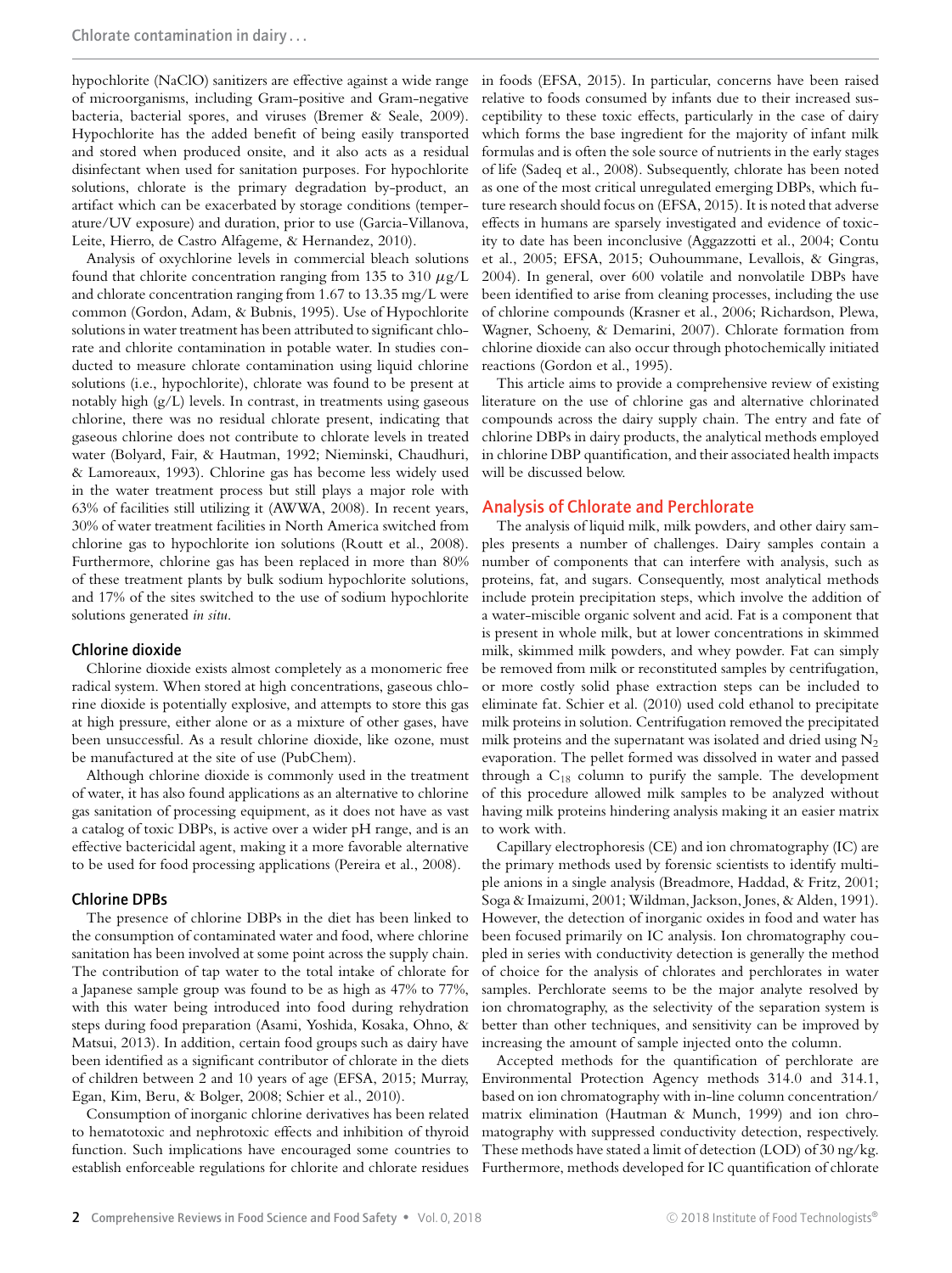hypochlorite (NaClO) sanitizers are effective against a wide range of microorganisms, including Gram-positive and Gram-negative bacteria, bacterial spores, and viruses (Bremer & Seale, 2009). Hypochlorite has the added benefit of being easily transported and stored when produced onsite, and it also acts as a residual disinfectant when used for sanitation purposes. For hypochlorite solutions, chlorate is the primary degradation by-product, an artifact which can be exacerbated by storage conditions (temperature/UV exposure) and duration, prior to use (Garcia-Villanova, Leite, Hierro, de Castro Alfageme, & Hernandez, 2010).

Analysis of oxychlorine levels in commercial bleach solutions found that chlorite concentration ranging from 135 to 310 $\mu$g/L and chlorate concentration ranging from 1.67 to 13.35 mg/L were common (Gordon, Adam, & Bubnis, 1995). Use of Hypochlorite solutions in water treatment has been attributed to significant chlorate and chlorite contamination in potable water. In studies conducted to measure chlorate contamination using liquid chlorine solutions (i.e., hypochlorite), chlorate was found to be present at notably high (g/L) levels. In contrast, in treatments using gaseous chlorine, there was no residual chlorate present, indicating that gaseous chlorine does not contribute to chlorate levels in treated water (Bolyard, Fair, & Hautman, 1992; Nieminski, Chaudhuri, & Lamoreaux, 1993). Chlorine gas has become less widely used in the water treatment process but still plays a major role with 63% of facilities still utilizing it (AWWA, 2008). In recent years, 30% of water treatment facilities in North America switched from chlorine gas to hypochlorite ion solutions (Routt et al., 2008). Furthermore, chlorine gas has been replaced in more than 80% of these treatment plants by bulk sodium hypochlorite solutions, and 17% of the sites switched to the use of sodium hypochlorite solutions generated *in situ*.

### Chlorine dioxide

Chlorine dioxide exists almost completely as a monomeric free radical system. When stored at high concentrations, gaseous chlorine dioxide is potentially explosive, and attempts to store this gas at high pressure, either alone or as a mixture of other gases, have been unsuccessful. As a result chlorine dioxide, like ozone, must be manufactured at the site of use (PubChem).

Although chlorine dioxide is commonly used in the treatment of water, it has also found applications as an alternative to chlorine gas sanitation of processing equipment, as it does not have as vast a catalog of toxic DBPs, is active over a wider pH range, and is an effective bactericidal agent, making it a more favorable alternative to be used for food processing applications (Pereira et al., 2008).

### Chlorine DPBs

The presence of chlorine DBPs in the diet has been linked to the consumption of contaminated water and food, where chlorine sanitation has been involved at some point across the supply chain. The contribution of tap water to the total intake of chlorate for a Japanese sample group was found to be as high as 47% to 77%, with this water being introduced into food during rehydration steps during food preparation (Asami, Yoshida, Kosaka, Ohno, & Matsui, 2013). In addition, certain food groups such as dairy have been identified as a significant contributor of chlorate in the diets of children between 2 and 10 years of age (EFSA, 2015; Murray, Egan, Kim, Beru, & Bolger, 2008; Schier et al., 2010).

Consumption of inorganic chlorine derivatives has been related to hematotoxic and nephrotoxic effects and inhibition of thyroid function. Such implications have encouraged some countries to establish enforceable regulations for chlorite and chlorate residues in foods (EFSA, 2015). In particular, concerns have been raised relative to foods consumed by infants due to their increased susceptibility to these toxic effects, particularly in the case of dairy which forms the base ingredient for the majority of infant milk formulas and is often the sole source of nutrients in the early stages of life (Sadeq et al., 2008). Subsequently, chlorate has been noted as one of the most critical unregulated emerging DBPs, which future research should focus on (EFSA, 2015). It is noted that adverse effects in humans are sparsely investigated and evidence of toxicity to date has been inconclusive (Aggazzotti et al., 2004; Contu et al., 2005; EFSA, 2015; Ouhoummane, Levallois, & Gingras, 2004). In general, over 600 volatile and nonvolatile DBPs have been identified to arise from cleaning processes, including the use of chlorine compounds (Krasner et al., 2006; Richardson, Plewa, Wagner, Schoeny, & Demarini, 2007). Chlorate formation from chlorine dioxide can also occur through photochemically initiated reactions (Gordon et al., 1995).

This article aims to provide a comprehensive review of existing literature on the use of chlorine gas and alternative chlorinated compounds across the dairy supply chain. The entry and fate of chlorine DBPs in dairy products, the analytical methods employed in chlorine DBP quantification, and their associated health impacts will be discussed below.

## Analysis of Chlorate and Perchlorate

The analysis of liquid milk, milk powders, and other dairy samples presents a number of challenges. Dairy samples contain a number of components that can interfere with analysis, such as proteins, fat, and sugars. Consequently, most analytical methods include protein precipitation steps, which involve the addition of a water-miscible organic solvent and acid. Fat is a component that is present in whole milk, but at lower concentrations in skimmed milk, skimmed milk powders, and whey powder. Fat can simply be removed from milk or reconstituted samples by centrifugation, or more costly solid phase extraction steps can be included to eliminate fat. Schier et al. (2010) used cold ethanol to precipitate milk proteins in solution. Centrifugation removed the precipitated milk proteins and the supernatant was isolated and dried using $N_2$ evaporation. The pellet formed was dissolved in water and passed through a $C_{18}$ column to purify the sample. The development of this procedure allowed milk samples to be analyzed without having milk proteins hindering analysis making it an easier matrix to work with.

Capillary electrophoresis (CE) and ion chromatography (IC) are the primary methods used by forensic scientists to identify multiple anions in a single analysis (Breadmore, Haddad, & Fritz, 2001; Soga & Imaizumi, 2001; Wildman, Jackson, Jones, & Alden, 1991). However, the detection of inorganic oxides in food and water has been focused primarily on IC analysis. Ion chromatography coupled in series with conductivity detection is generally the method of choice for the analysis of chlorates and perchlorates in water samples. Perchlorate seems to be the major analyte resolved by ion chromatography, as the selectivity of the separation system is better than other techniques, and sensitivity can be improved by increasing the amount of sample injected onto the column.

Accepted methods for the quantification of perchlorate are Environmental Protection Agency methods 314.0 and 314.1, based on ion chromatography with in-line column concentration/matrix elimination (Hautman & Munch, 1999) and ion chromatography with suppressed conductivity detection, respectively. These methods have stated a limit of detection (LOD) of 30 ng/kg. Furthermore, methods developed for IC quantification of chlorate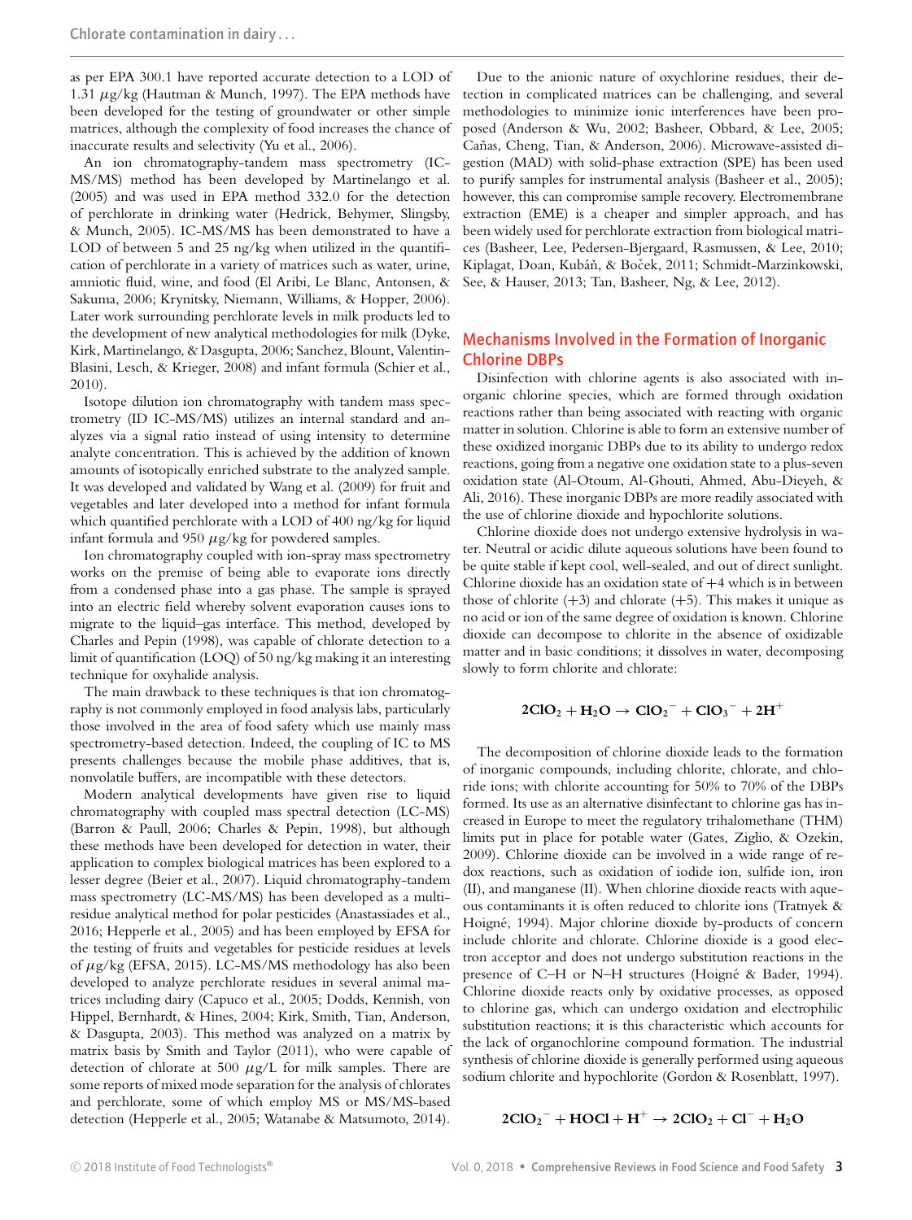as per EPA 300.1 have reported accurate detection to a LOD of 1.31 $\mu$g/kg (Hautman & Munch, 1997). The EPA methods have been developed for the testing of groundwater or other simple matrices, although the complexity of food increases the chance of inaccurate results and selectivity (Yu et al., 2006).

An ion chromatography-tandem mass spectrometry (IC-MS/MS) method has been developed by Martinelango et al. (2005) and was used in EPA method 332.0 for the detection of perchlorate in drinking water (Hedrick, Behymer, Slingsby, & Munch, 2005). IC-MS/MS has been demonstrated to have a LOD of between 5 and 25 ng/kg when utilized in the quantification of perchlorate in a variety of matrices such as water, urine, amniotic fluid, wine, and food (El Aribi, Le Blanc, Antonsen, & Sakuma, 2006; Krynitsky, Niemann, Williams, & Hopper, 2006). Later work surrounding perchlorate levels in milk products led to the development of new analytical methodologies for milk (Dyke, Kirk, Martinelango, & Dasgupta, 2006; Sanchez, Blount, Valentin-Blasini, Lesch, & Krieger, 2008) and infant formula (Schier et al., 2010).

Isotope dilution ion chromatography with tandem mass spectrometry (ID IC-MS/MS) utilizes an internal standard and analyzes via a signal ratio instead of using intensity to determine analyte concentration. This is achieved by the addition of known amounts of isotopically enriched substrate to the analyzed sample. It was developed and validated by Wang et al. (2009) for fruit and vegetables and later developed into a method for infant formula which quantified perchlorate with a LOD of 400 ng/kg for liquid infant formula and 950 $\mu$g/kg for powdered samples.

Ion chromatography coupled with ion-spray mass spectrometry works on the premise of being able to evaporate ions directly from a condensed phase into a gas phase. The sample is sprayed into an electric field whereby solvent evaporation causes ions to migrate to the liquid–gas interface. This method, developed by Charles and Pepin (1998), was capable of chlorate detection to a limit of quantification (LOQ) of 50 ng/kg making it an interesting technique for oxyhalide analysis.

The main drawback to these techniques is that ion chromatography is not commonly employed in food analysis labs, particularly those involved in the area of food safety which use mainly mass spectrometry-based detection. Indeed, the coupling of IC to MS presents challenges because the mobile phase additives, that is, nonvolatile buffers, are incompatible with these detectors.

Modern analytical developments have given rise to liquid chromatography with coupled mass spectral detection (LC-MS) (Barron & Paull, 2006; Charles & Pepin, 1998), but although these methods have been developed for detection in water, their application to complex biological matrices has been explored to a lesser degree (Beier et al., 2007). Liquid chromatography-tandem mass spectrometry (LC-MS/MS) has been developed as a multi-residue analytical method for polar pesticides (Anastassiades et al., 2016; Hepperle et al., 2005) and has been employed by EFSA for the testing of fruits and vegetables for pesticide residues at levels of $\mu$g/kg (EFSA, 2015). LC-MS/MS methodology has also been developed to analyze perchlorate residues in several animal matrices including dairy (Capuco et al., 2005; Dodds, Kennish, von Hippel, Bernhardt, & Hines, 2004; Kirk, Smith, Tian, Anderson, & Dasgupta, 2003). This method was analyzed on a matrix by matrix basis by Smith and Taylor (2011), who were capable of detection of chlorate at 500 $\mu$g/L for milk samples. There are some reports of mixed mode separation for the analysis of chlorates and perchlorate, some of which employ MS or MS/MS-based detection (Hepperle et al., 2005; Watanabe & Matsumoto, 2014).

Due to the anionic nature of oxychlorine residues, their detection in complicated matrices can be challenging, and several methodologies to minimize ionic interferences have been proposed (Anderson & Wu, 2002; Basheer, Obbard, & Lee, 2005; Cañas, Cheng, Tian, & Anderson, 2006). Microwave-assisted digestion (MAD) with solid-phase extraction (SPE) has been used to purify samples for instrumental analysis (Basheer et al., 2005); however, this can compromise sample recovery. Electromembrane extraction (EME) is a cheaper and simpler approach, and has been widely used for perchlorate extraction from biological matrices (Basheer, Lee, Pedersen-Bjergaard, Rasmussen, & Lee, 2010; Kiplagat, Doan, Kubáň, & Boček, 2011; Schmidt-Marzinkowski, See, & Hauser, 2013; Tan, Basheer, Ng, & Lee, 2012).

## Mechanisms Involved in the Formation of Inorganic Chlorine DBPs

Disinfection with chlorine agents is also associated with inorganic chlorine species, which are formed through oxidation reactions rather than being associated with reacting with organic matter in solution. Chlorine is able to form an extensive number of these oxidized inorganic DBPs due to its ability to undergo redox reactions, going from a negative one oxidation state to a plus-seven oxidation state (Al-Otoum, Al-Ghouti, Ahmed, Abu-Dieyeh, & Ali, 2016). These inorganic DBPs are more readily associated with the use of chlorine dioxide and hypochlorite solutions.

Chlorine dioxide does not undergo extensive hydrolysis in water. Neutral or acidic dilute aqueous solutions have been found to be quite stable if kept cool, well-sealed, and out of direct sunlight. Chlorine dioxide has an oxidation state of +4 which is in between those of chlorite (+3) and chlorate (+5). This makes it unique as no acid or ion of the same degree of oxidation is known. Chlorine dioxide can decompose to chlorite in the absence of oxidizable matter and in basic conditions; it dissolves in water, decomposing slowly to form chlorite and chlorate:

$$2ClO_2 + H_2O \rightarrow ClO_2^- + ClO_3^- + 2H^+$$

The decomposition of chlorine dioxide leads to the formation of inorganic compounds, including chlorite, chlorate, and chloride ions; with chlorite accounting for 50% to 70% of the DBPs formed. Its use as an alternative disinfectant to chlorine gas has increased in Europe to meet the regulatory trihalomethane (THM) limits put in place for potable water (Gates, Ziglio, & Ozekin, 2009). Chlorine dioxide can be involved in a wide range of redox reactions, such as oxidation of iodide ion, sulfide ion, iron (II), and manganese (II). When chlorine dioxide reacts with aqueous contaminants it is often reduced to chlorite ions (Tratnyek & Hoigné, 1994). Major chlorine dioxide by-products of concern include chlorite and chlorate. Chlorine dioxide is a good electron acceptor and does not undergo substitution reactions in the presence of C–H or N–H structures (Hoigné & Bader, 1994). Chlorine dioxide reacts only by oxidative processes, as opposed to chlorine gas, which can undergo oxidation and electrophilic substitution reactions; it is this characteristic which accounts for the lack of organochlorine compound formation. The industrial synthesis of chlorine dioxide is generally performed using aqueous sodium chlorite and hypochlorite (Gordon & Rosenblatt, 1997).

$$2ClO_2^- + HOCl + H^+ \rightarrow 2ClO_2 + Cl^- + H_2O$$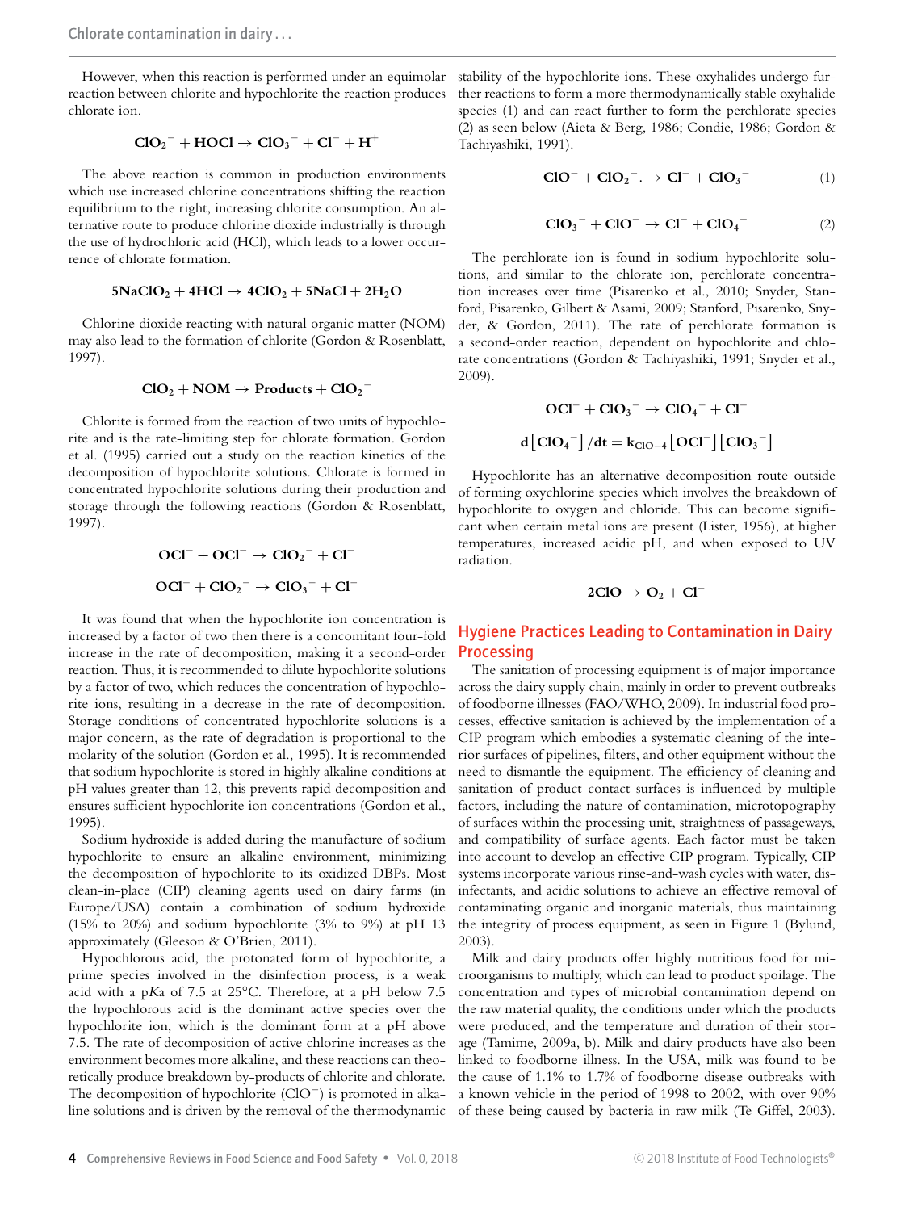However, when this reaction is performed under an equimolar reaction between chlorite and hypochlorite the reaction produces chlorate ion.

$$\mathbf{ClO_2^- + HOCl \rightarrow ClO_3^- + Cl^- + H^+}$$

The above reaction is common in production environments which use increased chlorine concentrations shifting the reaction equilibrium to the right, increasing chlorite consumption. An alternative route to produce chlorine dioxide industrially is through the use of hydrochloric acid (HCl), which leads to a lower occurrence of chlorate formation.

$$\mathbf{5NaClO_2 + 4HCl \rightarrow 4ClO_2 + 5NaCl + 2H_2O}$$

Chlorine dioxide reacting with natural organic matter (NOM) may also lead to the formation of chlorite (Gordon & Rosenblatt, 1997).

$$\mathbf{ClO_2 + NOM \rightarrow Products + ClO_2^-}$$

Chlorite is formed from the reaction of two units of hypochlorite and is the rate-limiting step for chlorate formation. Gordon et al. (1995) carried out a study on the reaction kinetics of the decomposition of hypochlorite solutions. Chlorate is formed in concentrated hypochlorite solutions during their production and storage through the following reactions (Gordon & Rosenblatt, 1997).

$$\mathbf{OCl^- + OCl^- \rightarrow ClO_2^- + Cl^-}$$

$$\mathbf{OCl^- + ClO_2^- \rightarrow ClO_3^- + Cl^-}$$

It was found that when the hypochlorite ion concentration is increased by a factor of two then there is a concomitant four-fold increase in the rate of decomposition, making it a second-order reaction. Thus, it is recommended to dilute hypochlorite solutions by a factor of two, which reduces the concentration of hypochlorite ions, resulting in a decrease in the rate of decomposition. Storage conditions of concentrated hypochlorite solutions is a major concern, as the rate of degradation is proportional to the molarity of the solution (Gordon et al., 1995). It is recommended that sodium hypochlorite is stored in highly alkaline conditions at pH values greater than 12, this prevents rapid decomposition and ensures sufficient hypochlorite ion concentrations (Gordon et al., 1995).

Sodium hydroxide is added during the manufacture of sodium hypochlorite to ensure an alkaline environment, minimizing the decomposition of hypochlorite to its oxidized DBPs. Most clean-in-place (CIP) cleaning agents used on dairy farms (in Europe/USA) contain a combination of sodium hydroxide (15% to 20%) and sodium hypochlorite (3% to 9%) at pH 13 approximately (Gleeson & O'Brien, 2011).

Hypochlorous acid, the protonated form of hypochlorite, a prime species involved in the disinfection process, is a weak acid with a p*K*a of 7.5 at 25°C. Therefore, at a pH below 7.5 the hypochlorous acid is the dominant active species over the hypochlorite ion, which is the dominant form at a pH above 7.5. The rate of decomposition of active chlorine increases as the environment becomes more alkaline, and these reactions can theoretically produce breakdown by-products of chlorite and chlorate. The decomposition of hypochlorite ($ClO^-$) is promoted in alkaline solutions and is driven by the removal of the thermodynamic stability of the hypochlorite ions. These oxyhalides undergo further reactions to form a more thermodynamically stable oxyhalide species (1) and can react further to form the perchlorate species (2) as seen below (Aieta & Berg, 1986; Condie, 1986; Gordon & Tachiyashiki, 1991).

$$\mathbf{ClO^- + ClO_2^-. \rightarrow Cl^- + ClO_3^-} \quad (1)$$

$$\mathbf{ClO_3^- + ClO^- \rightarrow Cl^- + ClO_4^-} \quad (2)$$

The perchlorate ion is found in sodium hypochlorite solutions, and similar to the chlorate ion, perchlorate concentration increases over time (Pisarenko et al., 2010; Snyder, Stanford, Pisarenko, Gilbert & Asami, 2009; Stanford, Pisarenko, Snyder, & Gordon, 2011). The rate of perchlorate formation is a second-order reaction, dependent on hypochlorite and chlorate concentrations (Gordon & Tachiyashiki, 1991; Snyder et al., 2009).

$$\mathbf{OCl^- + ClO_3^- \rightarrow ClO_4^- + Cl^-}$$

$$\mathbf{d\left[ClO_4^-\right]/dt = k_{ClO-4}\left[OCl^-\right]\left[ClO_3^-\right]}$$

Hypochlorite has an alternative decomposition route outside of forming oxychlorine species which involves the breakdown of hypochlorite to oxygen and chloride. This can become significant when certain metal ions are present (Lister, 1956), at higher temperatures, increased acidic pH, and when exposed to UV radiation.

$$\mathbf{2ClO \rightarrow O_2 + Cl^-}$$

## Hygiene Practices Leading to Contamination in Dairy Processing

The sanitation of processing equipment is of major importance across the dairy supply chain, mainly in order to prevent outbreaks of foodborne illnesses (FAO/WHO, 2009). In industrial food processes, effective sanitation is achieved by the implementation of a CIP program which embodies a systematic cleaning of the interior surfaces of pipelines, filters, and other equipment without the need to dismantle the equipment. The efficiency of cleaning and sanitation of product contact surfaces is influenced by multiple factors, including the nature of contamination, microtopography of surfaces within the processing unit, straightness of passageways, and compatibility of surface agents. Each factor must be taken into account to develop an effective CIP program. Typically, CIP systems incorporate various rinse-and-wash cycles with water, disinfectants, and acidic solutions to achieve an effective removal of contaminating organic and inorganic materials, thus maintaining the integrity of process equipment, as seen in Figure 1 (Bylund, 2003).

Milk and dairy products offer highly nutritious food for microorganisms to multiply, which can lead to product spoilage. The concentration and types of microbial contamination depend on the raw material quality, the conditions under which the products were produced, and the temperature and duration of their storage (Tamime, 2009a, b). Milk and dairy products have also been linked to foodborne illness. In the USA, milk was found to be the cause of 1.1% to 1.7% of foodborne disease outbreaks with a known vehicle in the period of 1998 to 2002, with over 90% of these being caused by bacteria in raw milk (Te Giffel, 2003).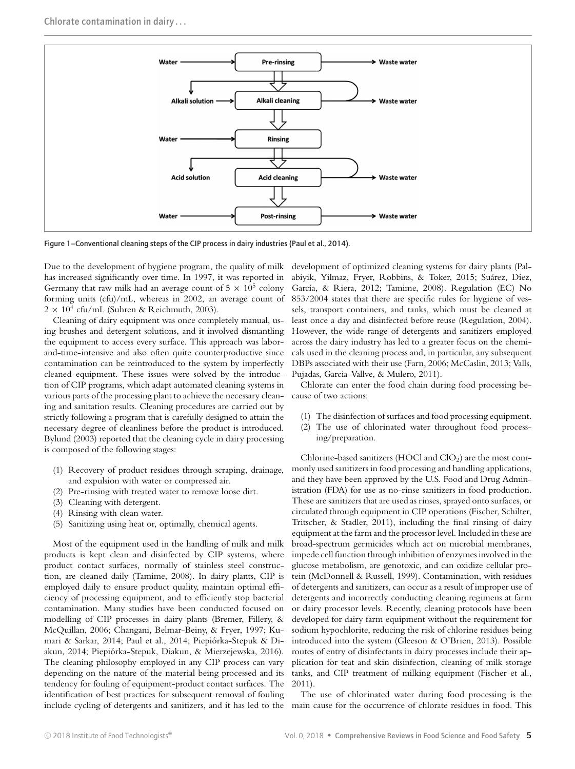Water

Pre-rinsing

Waste water

Alkali solution

Alkali cleaning

Waste water

Water

Rinsing

Acid solution

Acid cleaning

Waste water

Water

Post-rinsing

Waste water

Figure 1–Conventional cleaning steps of the CIP process in dairy industries (Paul et al., 2014).

Due to the development of hygiene program, the quality of milk has increased significantly over time. In 1997, it was reported in Germany that raw milk had an average count of $5 \times 10^5$ colony forming units (cfu)/mL, whereas in 2002, an average count of $2 \times 10^4$ cfu/mL (Suhren & Reichmuth, 2003).

Cleaning of dairy equipment was once completely manual, using brushes and detergent solutions, and it involved dismantling the equipment to access every surface. This approach was labor-and-time-intensive and also often quite counterproductive since contamination can be reintroduced to the system by imperfectly cleaned equipment. These issues were solved by the introduction of CIP programs, which adapt automated cleaning systems in various parts of the processing plant to achieve the necessary cleaning and sanitation results. Cleaning procedures are carried out by strictly following a program that is carefully designed to attain the necessary degree of cleanliness before the product is introduced. Bylund (2003) reported that the cleaning cycle in dairy processing is composed of the following stages:

(1) Recovery of product residues through scraping, drainage, and expulsion with water or compressed air.
(2) Pre-rinsing with treated water to remove loose dirt.
(3) Cleaning with detergent.
(4) Rinsing with clean water.
(5) Sanitizing using heat or, optimally, chemical agents.

Most of the equipment used in the handling of milk and milk products is kept clean and disinfected by CIP systems, where product contact surfaces, normally of stainless steel construction, are cleaned daily (Tamime, 2008). In dairy plants, CIP is employed daily to ensure product quality, maintain optimal efficiency of processing equipment, and to efficiently stop bacterial contamination. Many studies have been conducted focused on modelling of CIP processes in dairy plants (Bremer, Fillery, & McQuillan, 2006; Changani, Belmar-Beiny, & Fryer, 1997; Kumari & Sarkar, 2014; Paul et al., 2014; Piepiórka-Stepuk & Diakun, 2014; Piepiórka-Stepuk, Diakun, & Mierzejewska, 2016). The cleaning philosophy employed in any CIP process can vary depending on the nature of the material being processed and its tendency for fouling of equipment-product contact surfaces. The identification of best practices for subsequent removal of fouling include cycling of detergents and sanitizers, and it has led to the development of optimized cleaning systems for dairy plants (Palabiyik, Yilmaz, Fryer, Robbins, & Toker, 2015; Suárez, Díez, García, & Riera, 2012; Tamime, 2008). Regulation (EC) No 853/2004 states that there are specific rules for hygiene of vessels, transport containers, and tanks, which must be cleaned at least once a day and disinfected before reuse (Regulation, 2004). However, the wide range of detergents and sanitizers employed across the dairy industry has led to a greater focus on the chemicals used in the cleaning process and, in particular, any subsequent DBPs associated with their use (Farn, 2006; McCaslin, 2013; Valls, Pujadas, Garcia-Vallve, & Mulero, 2011).

Chlorate can enter the food chain during food processing because of two actions:

(1) The disinfection of surfaces and food processing equipment.
(2) The use of chlorinated water throughout food processing/preparation.

Chlorine-based sanitizers ($HOCl$ and $ClO_2$) are the most commonly used sanitizers in food processing and handling applications, and they have been approved by the U.S. Food and Drug Administration (FDA) for use as no-rinse sanitizers in food production. These are sanitizers that are used as rinses, sprayed onto surfaces, or circulated through equipment in CIP operations (Fischer, Schilter, Tritscher, & Stadler, 2011), including the final rinsing of dairy equipment at the farm and the processor level. Included in these are broad-spectrum germicides which act on microbial membranes, impede cell function through inhibition of enzymes involved in the glucose metabolism, are genotoxic, and can oxidize cellular protein (McDonnell & Russell, 1999). Contamination, with residues of detergents and sanitizers, can occur as a result of improper use of detergents and incorrectly conducting cleaning regimens at farm or dairy processor levels. Recently, cleaning protocols have been developed for dairy farm equipment without the requirement for sodium hypochlorite, reducing the risk of chlorine residues being introduced into the system (Gleeson & O'Brien, 2013). Possible routes of entry of disinfectants in dairy processes include their application for teat and skin disinfection, cleaning of milk storage tanks, and CIP treatment of milking equipment (Fischer et al., 2011).

The use of chlorinated water during food processing is the main cause for the occurrence of chlorate residues in food. This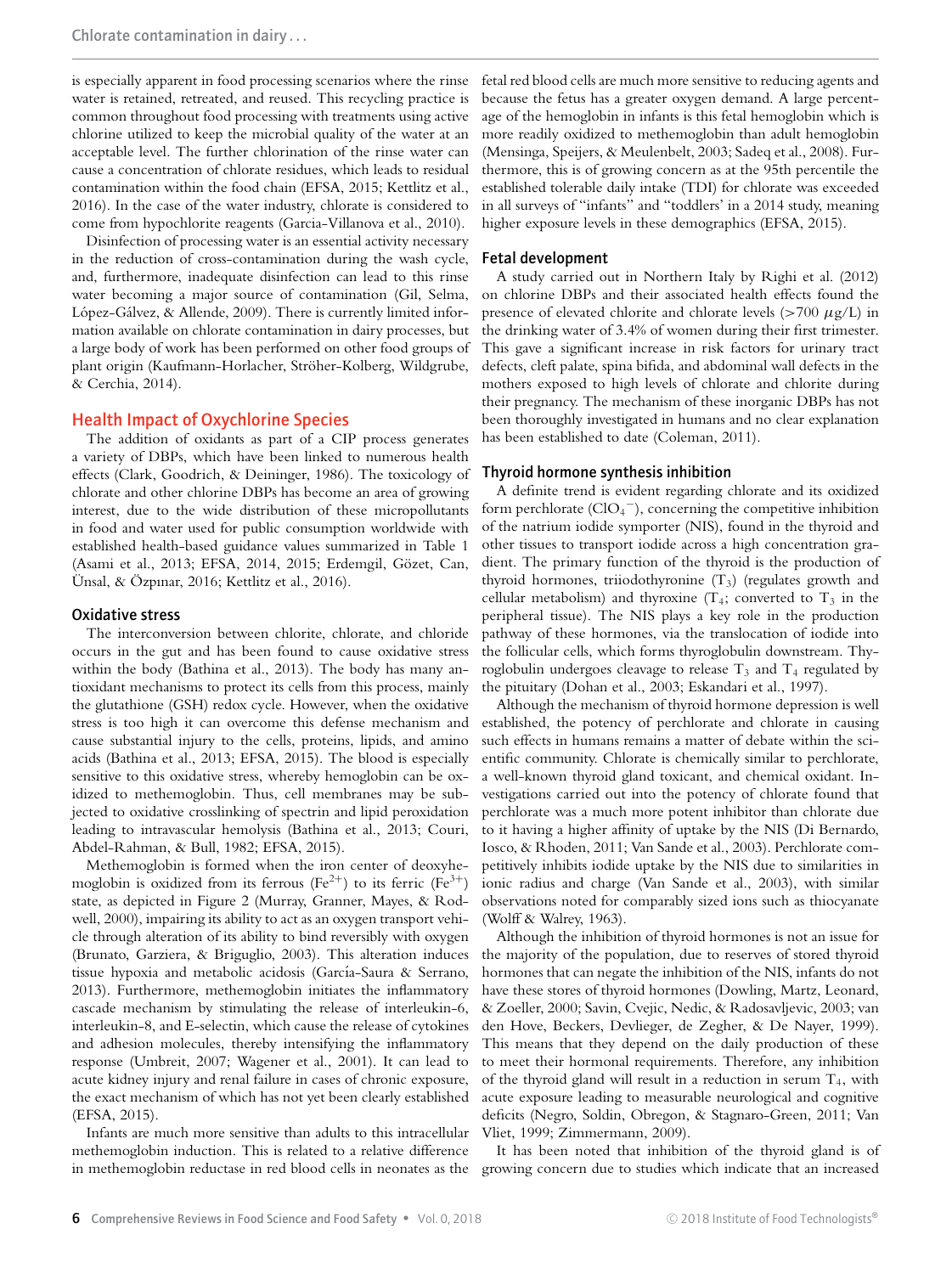is especially apparent in food processing scenarios where the rinse water is retained, retreated, and reused. This recycling practice is common throughout food processing with treatments using active chlorine utilized to keep the microbial quality of the water at an acceptable level. The further chlorination of the rinse water can cause a concentration of chlorate residues, which leads to residual contamination within the food chain (EFSA, 2015; Kettlitz et al., 2016). In the case of the water industry, chlorate is considered to come from hypochlorite reagents (Garcia-Villanova et al., 2010).

Disinfection of processing water is an essential activity necessary in the reduction of cross-contamination during the wash cycle, and, furthermore, inadequate disinfection can lead to this rinse water becoming a major source of contamination (Gil, Selma, López-Gálvez, & Allende, 2009). There is currently limited information available on chlorate contamination in dairy processes, but a large body of work has been performed on other food groups of plant origin (Kaufmann-Horlacher, Ströher-Kolberg, Wildgrube, & Cerchia, 2014).

## Health Impact of Oxychlorine Species

The addition of oxidants as part of a CIP process generates a variety of DBPs, which have been linked to numerous health effects (Clark, Goodrich, & Deininger, 1986). The toxicology of chlorate and other chlorine DBPs has become an area of growing interest, due to the wide distribution of these micropollutants in food and water used for public consumption worldwide with established health-based guidance values summarized in Table 1 (Asami et al., 2013; EFSA, 2014, 2015; Erdemgil, Gözet, Can, Ünsal, & Özpınar, 2016; Kettlitz et al., 2016).

### Oxidative stress

The interconversion between chlorite, chlorate, and chloride occurs in the gut and has been found to cause oxidative stress within the body (Bathina et al., 2013). The body has many antioxidant mechanisms to protect its cells from this process, mainly the glutathione (GSH) redox cycle. However, when the oxidative stress is too high it can overcome this defense mechanism and cause substantial injury to the cells, proteins, lipids, and amino acids (Bathina et al., 2013; EFSA, 2015). The blood is especially sensitive to this oxidative stress, whereby hemoglobin can be oxidized to methemoglobin. Thus, cell membranes may be subjected to oxidative crosslinking of spectrin and lipid peroxidation leading to intravascular hemolysis (Bathina et al., 2013; Couri, Abdel-Rahman, & Bull, 1982; EFSA, 2015).

Methemoglobin is formed when the iron center of deoxyhemoglobin is oxidized from its ferrous ($Fe^{2+}$) to its ferric ($Fe^{3+}$) state, as depicted in Figure 2 (Murray, Granner, Mayes, & Rodwell, 2000), impairing its ability to act as an oxygen transport vehicle through alteration of its ability to bind reversibly with oxygen (Brunato, Garziera, & Briguglio, 2003). This alteration induces tissue hypoxia and metabolic acidosis (García-Saura & Serrano, 2013). Furthermore, methemoglobin initiates the inflammatory cascade mechanism by stimulating the release of interleukin-6, interleukin-8, and E-selectin, which cause the release of cytokines and adhesion molecules, thereby intensifying the inflammatory response (Umbreit, 2007; Wagener et al., 2001). It can lead to acute kidney injury and renal failure in cases of chronic exposure, the exact mechanism of which has not yet been clearly established (EFSA, 2015).

Infants are much more sensitive than adults to this intracellular methemoglobin induction. This is related to a relative difference in methemoglobin reductase in red blood cells in neonates as the fetal red blood cells are much more sensitive to reducing agents and because the fetus has a greater oxygen demand. A large percentage of the hemoglobin in infants is this fetal hemoglobin which is more readily oxidized to methemoglobin than adult hemoglobin (Mensinga, Speijers, & Meulenbelt, 2003; Sadeq et al., 2008). Furthermore, this is of growing concern as at the 95th percentile the established tolerable daily intake (TDI) for chlorate was exceeded in all surveys of "infants" and "toddlers' in a 2014 study, meaning higher exposure levels in these demographics (EFSA, 2015).

### Fetal development

A study carried out in Northern Italy by Righi et al. (2012) on chlorine DBPs and their associated health effects found the presence of elevated chlorite and chlorate levels (>700 $\mu$g/L) in the drinking water of 3.4% of women during their first trimester. This gave a significant increase in risk factors for urinary tract defects, cleft palate, spina bifida, and abdominal wall defects in the mothers exposed to high levels of chlorate and chlorite during their pregnancy. The mechanism of these inorganic DBPs has not been thoroughly investigated in humans and no clear explanation has been established to date (Coleman, 2011).

### Thyroid hormone synthesis inhibition

A definite trend is evident regarding chlorate and its oxidized form perchlorate ($ClO_4^-$), concerning the competitive inhibition of the natrium iodide symporter (NIS), found in the thyroid and other tissues to transport iodide across a high concentration gradient. The primary function of the thyroid is the production of thyroid hormones, triiodothyronine ($T_3$) (regulates growth and cellular metabolism) and thyroxine ($T_4$; converted to $T_3$ in the peripheral tissue). The NIS plays a key role in the production pathway of these hormones, via the translocation of iodide into the follicular cells, which forms thyroglobulin downstream. Thyroglobulin undergoes cleavage to release $T_3$ and $T_4$ regulated by the pituitary (Dohan et al., 2003; Eskandari et al., 1997).

Although the mechanism of thyroid hormone depression is well established, the potency of perchlorate and chlorate in causing such effects in humans remains a matter of debate within the scientific community. Chlorate is chemically similar to perchlorate, a well-known thyroid gland toxicant, and chemical oxidant. Investigations carried out into the potency of chlorate found that perchlorate was a much more potent inhibitor than chlorate due to it having a higher affinity of uptake by the NIS (Di Bernardo, Iosco, & Rhoden, 2011; Van Sande et al., 2003). Perchlorate competitively inhibits iodide uptake by the NIS due to similarities in ionic radius and charge (Van Sande et al., 2003), with similar observations noted for comparably sized ions such as thiocyanate (Wolff & Walrey, 1963).

Although the inhibition of thyroid hormones is not an issue for the majority of the population, due to reserves of stored thyroid hormones that can negate the inhibition of the NIS, infants do not have these stores of thyroid hormones (Dowling, Martz, Leonard, & Zoeller, 2000; Savin, Cvejic, Nedic, & Radosavljevic, 2003; van den Hove, Beckers, Devlieger, de Zegher, & De Nayer, 1999). This means that they depend on the daily production of these to meet their hormonal requirements. Therefore, any inhibition of the thyroid gland will result in a reduction in serum $T_4$, with acute exposure leading to measurable neurological and cognitive deficits (Negro, Soldin, Obregon, & Stagnaro-Green, 2011; Van Vliet, 1999; Zimmermann, 2009).

It has been noted that inhibition of the thyroid gland is of growing concern due to studies which indicate that an increased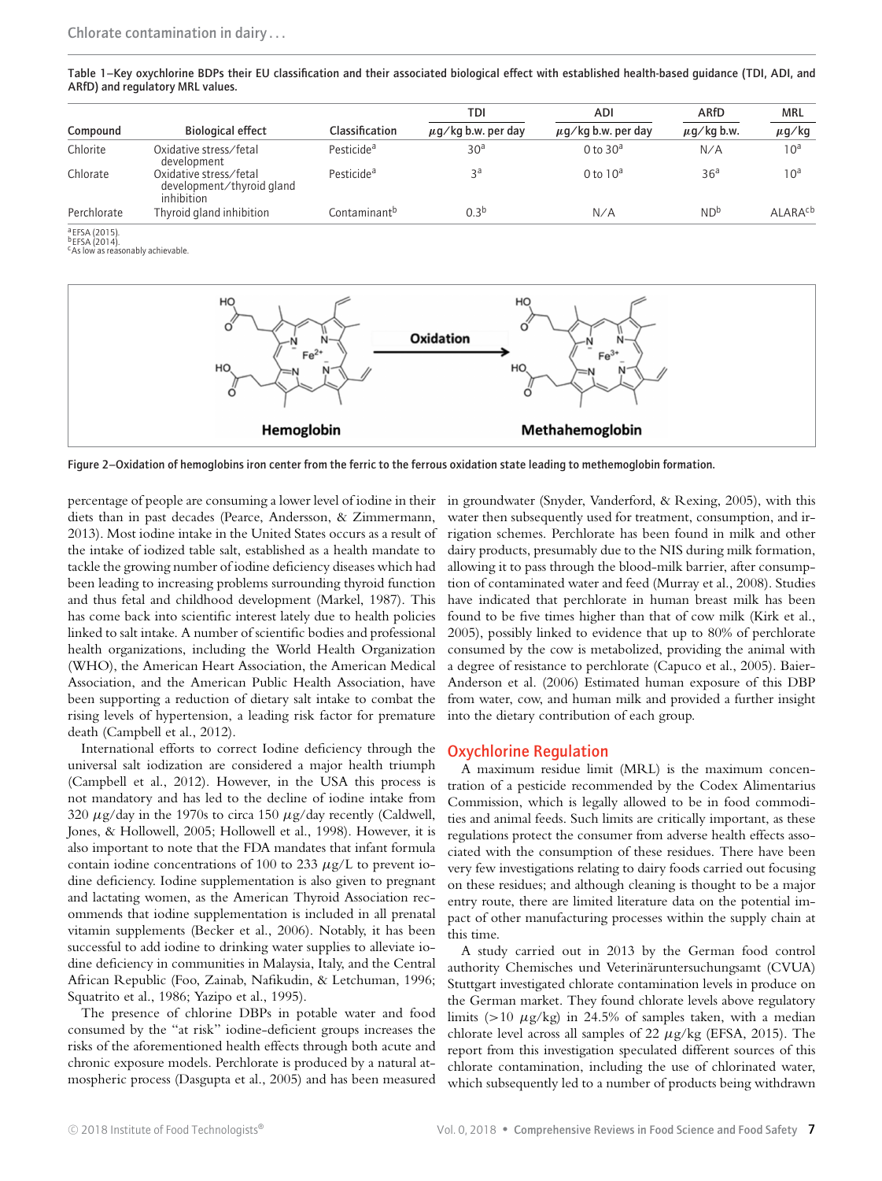Table 1–Key oxychlorine BDPs their EU classification and their associated biological effect with established health-based guidance (TDI, ADI, and ARfD) and regulatory MRL values.

| Compound | Biological effect | Classification | TDI µg/kg b.w. per day | ADI µg/kg b.w. per day | ARfD µg/kg b.w. | MRL µg/kg |
|---|---|---|---|---|---|---|
| Chlorite | Oxidative stress/fetal development | Pesticide[a] | 30[a] | 0 to 30[a] | N/A | 10[a] |
| Chlorate | Oxidative stress/fetal development/thyroid gland inhibition | Pesticide[a] | 3[a] | 0 to 10[a] | 36[a] | 10[a] |
| Perchlorate | Thyroid gland inhibition | Contaminant[b] | 0.3[b] | N/A | ND[b] | ALARA[cb] |

[a]EFSA (2015).
[b]EFSA (2014).
[c]As low as reasonably achievable.

Oxidation

Hemoglobin

Methahemoglobin

Figure 2–Oxidation of hemoglobins iron center from the ferric to the ferrous oxidation state leading to methemoglobin formation.

percentage of people are consuming a lower level of iodine in their diets than in past decades (Pearce, Andersson, & Zimmermann, 2013). Most iodine intake in the United States occurs as a result of the intake of iodized table salt, established as a health mandate to tackle the growing number of iodine deficiency diseases which had been leading to increasing problems surrounding thyroid function and thus fetal and childhood development (Markel, 1987). This has come back into scientific interest lately due to health policies linked to salt intake. A number of scientific bodies and professional health organizations, including the World Health Organization (WHO), the American Heart Association, the American Medical Association, and the American Public Health Association, have been supporting a reduction of dietary salt intake to combat the rising levels of hypertension, a leading risk factor for premature death (Campbell et al., 2012).

International efforts to correct Iodine deficiency through the universal salt iodization are considered a major health triumph (Campbell et al., 2012). However, in the USA this process is not mandatory and has led to the decline of iodine intake from 320 $\mu$g/day in the 1970s to circa 150 $\mu$g/day recently (Caldwell, Jones, & Hollowell, 2005; Hollowell et al., 1998). However, it is also important to note that the FDA mandates that infant formula contain iodine concentrations of 100 to 233 $\mu$g/L to prevent iodine deficiency. Iodine supplementation is also given to pregnant and lactating women, as the American Thyroid Association recommends that iodine supplementation is included in all prenatal vitamin supplements (Becker et al., 2006). Notably, it has been successful to add iodine to drinking water supplies to alleviate iodine deficiency in communities in Malaysia, Italy, and the Central African Republic (Foo, Zainab, Nafikudin, & Letchuman, 1996; Squatrito et al., 1986; Yazipo et al., 1995).

The presence of chlorine DBPs in potable water and food consumed by the "at risk" iodine-deficient groups increases the risks of the aforementioned health effects through both acute and chronic exposure models. Perchlorate is produced by a natural atmospheric process (Dasgupta et al., 2005) and has been measured in groundwater (Snyder, Vanderford, & Rexing, 2005), with this water then subsequently used for treatment, consumption, and irrigation schemes. Perchlorate has been found in milk and other dairy products, presumably due to the NIS during milk formation, allowing it to pass through the blood-milk barrier, after consumption of contaminated water and feed (Murray et al., 2008). Studies have indicated that perchlorate in human breast milk has been found to be five times higher than that of cow milk (Kirk et al., 2005), possibly linked to evidence that up to 80% of perchlorate consumed by the cow is metabolized, providing the animal with a degree of resistance to perchlorate (Capuco et al., 2005). Baier-Anderson et al. (2006) Estimated human exposure of this DBP from water, cow, and human milk and provided a further insight into the dietary contribution of each group.

## Oxychlorine Regulation

A maximum residue limit (MRL) is the maximum concentration of a pesticide recommended by the Codex Alimentarius Commission, which is legally allowed to be in food commodities and animal feeds. Such limits are critically important, as these regulations protect the consumer from adverse health effects associated with the consumption of these residues. There have been very few investigations relating to dairy foods carried out focusing on these residues; and although cleaning is thought to be a major entry route, there are limited literature data on the potential impact of other manufacturing processes within the supply chain at this time.

A study carried out in 2013 by the German food control authority Chemisches und Veterinäruntersuchungsamt (CVUA) Stuttgart investigated chlorate contamination levels in produce on the German market. They found chlorate levels above regulatory limits (>10 $\mu$g/kg) in 24.5% of samples taken, with a median chlorate level across all samples of 22 $\mu$g/kg (EFSA, 2015). The report from this investigation speculated different sources of this chlorate contamination, including the use of chlorinated water, which subsequently led to a number of products being withdrawn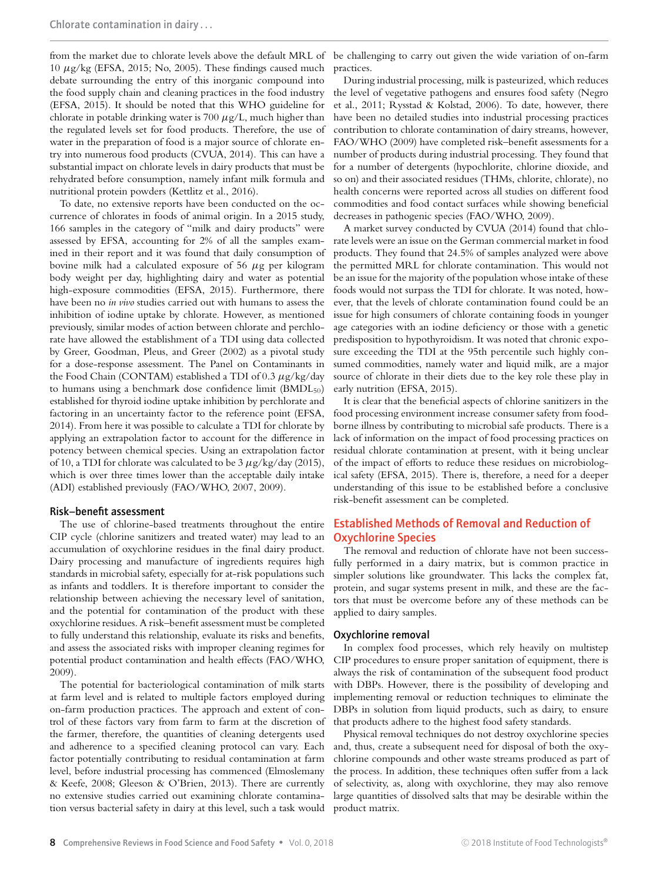from the market due to chlorate levels above the default MRL of 10 $\mu$g/kg (EFSA, 2015; No, 2005). These findings caused much debate surrounding the entry of this inorganic compound into the food supply chain and cleaning practices in the food industry (EFSA, 2015). It should be noted that this WHO guideline for chlorate in potable drinking water is 700 $\mu$g/L, much higher than the regulated levels set for food products. Therefore, the use of water in the preparation of food is a major source of chlorate entry into numerous food products (CVUA, 2014). This can have a substantial impact on chlorate levels in dairy products that must be rehydrated before consumption, namely infant milk formula and nutritional protein powders (Kettlitz et al., 2016).

To date, no extensive reports have been conducted on the occurrence of chlorates in foods of animal origin. In a 2015 study, 166 samples in the category of "milk and dairy products" were assessed by EFSA, accounting for 2% of all the samples examined in their report and it was found that daily consumption of bovine milk had a calculated exposure of 56 $\mu$g per kilogram body weight per day, highlighting dairy and water as potential high-exposure commodities (EFSA, 2015). Furthermore, there have been no *in vivo* studies carried out with humans to assess the inhibition of iodine uptake by chlorate. However, as mentioned previously, similar modes of action between chlorate and perchlorate have allowed the establishment of a TDI using data collected by Greer, Goodman, Pleus, and Greer (2002) as a pivotal study for a dose-response assessment. The Panel on Contaminants in the Food Chain (CONTAM) established a TDI of 0.3 $\mu$g/kg/day to humans using a benchmark dose confidence limit ($BMDL_{50}$) established for thyroid iodine uptake inhibition by perchlorate and factoring in an uncertainty factor to the reference point (EFSA, 2014). From here it was possible to calculate a TDI for chlorate by applying an extrapolation factor to account for the difference in potency between chemical species. Using an extrapolation factor of 10, a TDI for chlorate was calculated to be 3 $\mu$g/kg/day (2015), which is over three times lower than the acceptable daily intake (ADI) established previously (FAO/WHO, 2007, 2009).

### Risk–benefit assessment

The use of chlorine-based treatments throughout the entire CIP cycle (chlorine sanitizers and treated water) may lead to an accumulation of oxychlorine residues in the final dairy product. Dairy processing and manufacture of ingredients requires high standards in microbial safety, especially for at-risk populations such as infants and toddlers. It is therefore important to consider the relationship between achieving the necessary level of sanitation, and the potential for contamination of the product with these oxychlorine residues. A risk–benefit assessment must be completed to fully understand this relationship, evaluate its risks and benefits, and assess the associated risks with improper cleaning regimes for potential product contamination and health effects (FAO/WHO, 2009).

The potential for bacteriological contamination of milk starts at farm level and is related to multiple factors employed during on-farm production practices. The approach and extent of control of these factors vary from farm to farm at the discretion of the farmer, therefore, the quantities of cleaning detergents used and adherence to a specified cleaning protocol can vary. Each factor potentially contributing to residual contamination at farm level, before industrial processing has commenced (Elmoslemany & Keefe, 2008; Gleeson & O'Brien, 2013). There are currently no extensive studies carried out examining chlorate contamination versus bacterial safety in dairy at this level, such a task would be challenging to carry out given the wide variation of on-farm practices.

During industrial processing, milk is pasteurized, which reduces the level of vegetative pathogens and ensures food safety (Negro et al., 2011; Rysstad & Kolstad, 2006). To date, however, there have been no detailed studies into industrial processing practices contribution to chlorate contamination of dairy streams, however, FAO/WHO (2009) have completed risk–benefit assessments for a number of products during industrial processing. They found that for a number of detergents (hypochlorite, chlorine dioxide, and so on) and their associated residues (THMs, chlorite, chlorate), no health concerns were reported across all studies on different food commodities and food contact surfaces while showing beneficial decreases in pathogenic species (FAO/WHO, 2009).

A market survey conducted by CVUA (2014) found that chlorate levels were an issue on the German commercial market in food products. They found that 24.5% of samples analyzed were above the permitted MRL for chlorate contamination. This would not be an issue for the majority of the population whose intake of these foods would not surpass the TDI for chlorate. It was noted, however, that the levels of chlorate contamination found could be an issue for high consumers of chlorate containing foods in younger age categories with an iodine deficiency or those with a genetic predisposition to hypothyroidism. It was noted that chronic exposure exceeding the TDI at the 95th percentile such highly consumed commodities, namely water and liquid milk, are a major source of chlorate in their diets due to the key role these play in early nutrition (EFSA, 2015).

It is clear that the beneficial aspects of chlorine sanitizers in the food processing environment increase consumer safety from foodborne illness by contributing to microbial safe products. There is a lack of information on the impact of food processing practices on residual chlorate contamination at present, with it being unclear of the impact of efforts to reduce these residues on microbiological safety (EFSA, 2015). There is, therefore, a need for a deeper understanding of this issue to be established before a conclusive risk-benefit assessment can be completed.

## Established Methods of Removal and Reduction of Oxychlorine Species

The removal and reduction of chlorate have not been successfully performed in a dairy matrix, but is common practice in simpler solutions like groundwater. This lacks the complex fat, protein, and sugar systems present in milk, and these are the factors that must be overcome before any of these methods can be applied to dairy samples.

### Oxychlorine removal

In complex food processes, which rely heavily on multistep CIP procedures to ensure proper sanitation of equipment, there is always the risk of contamination of the subsequent food product with DBPs. However, there is the possibility of developing and implementing removal or reduction techniques to eliminate the DBPs in solution from liquid products, such as dairy, to ensure that products adhere to the highest food safety standards.

Physical removal techniques do not destroy oxychlorine species and, thus, create a subsequent need for disposal of both the oxychlorine compounds and other waste streams produced as part of the process. In addition, these techniques often suffer from a lack of selectivity, as, along with oxychlorine, they may also remove large quantities of dissolved salts that may be desirable within the product matrix.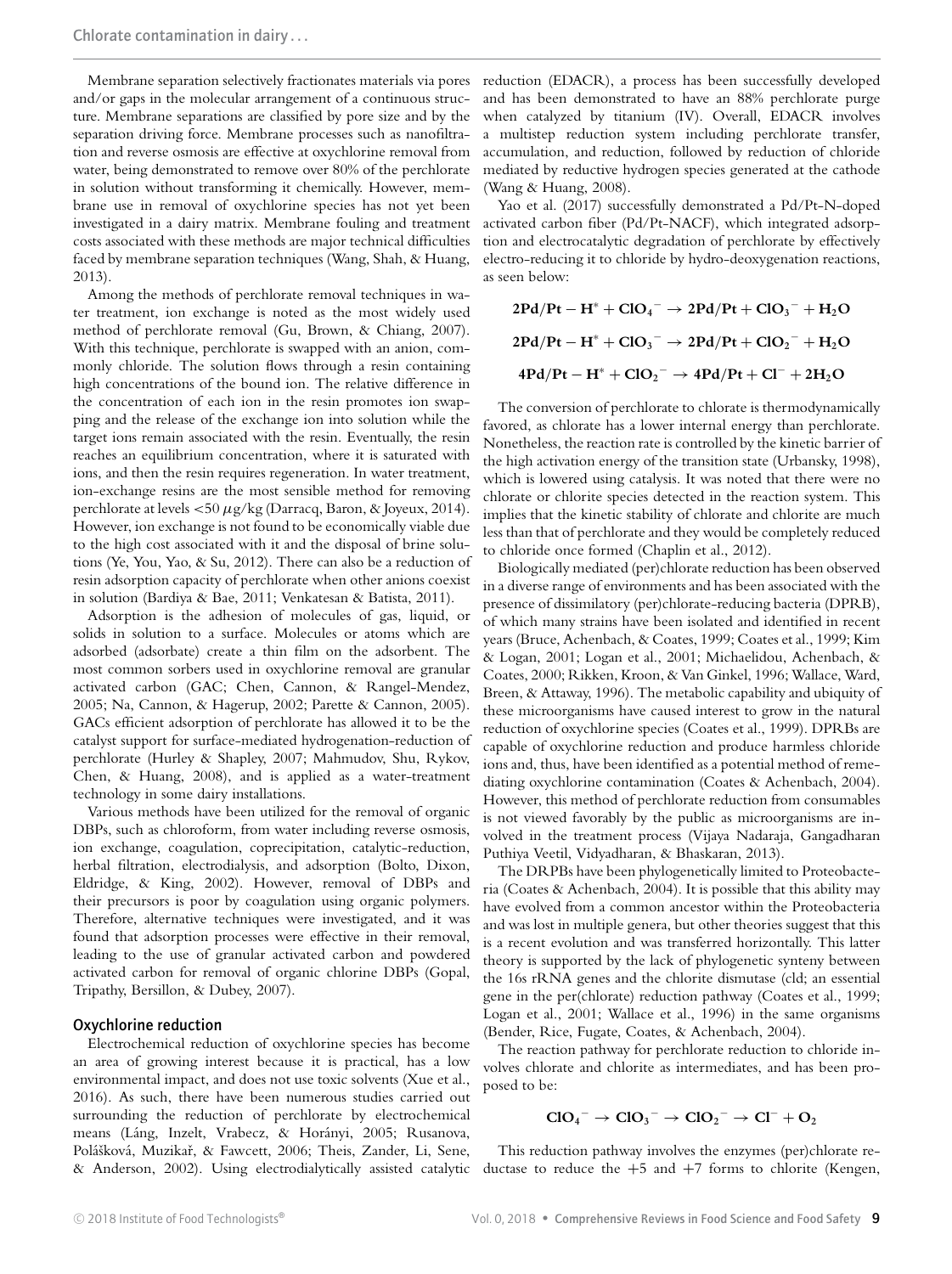Membrane separation selectively fractionates materials via pores and/or gaps in the molecular arrangement of a continuous structure. Membrane separations are classified by pore size and by the separation driving force. Membrane processes such as nanofiltration and reverse osmosis are effective at oxychlorine removal from water, being demonstrated to remove over 80% of the perchlorate in solution without transforming it chemically. However, membrane use in removal of oxychlorine species has not yet been investigated in a dairy matrix. Membrane fouling and treatment costs associated with these methods are major technical difficulties faced by membrane separation techniques (Wang, Shah, & Huang, 2013).

Among the methods of perchlorate removal techniques in water treatment, ion exchange is noted as the most widely used method of perchlorate removal (Gu, Brown, & Chiang, 2007). With this technique, perchlorate is swapped with an anion, commonly chloride. The solution flows through a resin containing high concentrations of the bound ion. The relative difference in the concentration of each ion in the resin promotes ion swapping and the release of the exchange ion into solution while the target ions remain associated with the resin. Eventually, the resin reaches an equilibrium concentration, where it is saturated with ions, and then the resin requires regeneration. In water treatment, ion-exchange resins are the most sensible method for removing perchlorate at levels $<50\ \mu g/kg$ (Darracq, Baron, & Joyeux, 2014). However, ion exchange is not found to be economically viable due to the high cost associated with it and the disposal of brine solutions (Ye, You, Yao, & Su, 2012). There can also be a reduction of resin adsorption capacity of perchlorate when other anions coexist in solution (Bardiya & Bae, 2011; Venkatesan & Batista, 2011).

Adsorption is the adhesion of molecules of gas, liquid, or solids in solution to a surface. Molecules or atoms which are adsorbed (adsorbate) create a thin film on the adsorbent. The most common sorbers used in oxychlorine removal are granular activated carbon (GAC; Chen, Cannon, & Rangel-Mendez, 2005; Na, Cannon, & Hagerup, 2002; Parette & Cannon, 2005). GACs efficient adsorption of perchlorate has allowed it to be the catalyst support for surface-mediated hydrogenation-reduction of perchlorate (Hurley & Shapley, 2007; Mahmudov, Shu, Rykov, Chen, & Huang, 2008), and is applied as a water-treatment technology in some dairy installations.

Various methods have been utilized for the removal of organic DBPs, such as chloroform, from water including reverse osmosis, ion exchange, coagulation, coprecipitation, catalytic-reduction, herbal filtration, electrodialysis, and adsorption (Bolto, Dixon, Eldridge, & King, 2002). However, removal of DBPs and their precursors is poor by coagulation using organic polymers. Therefore, alternative techniques were investigated, and it was found that adsorption processes were effective in their removal, leading to the use of granular activated carbon and powdered activated carbon for removal of organic chlorine DBPs (Gopal, Tripathy, Bersillon, & Dubey, 2007).

## Oxychlorine reduction

Electrochemical reduction of oxychlorine species has become an area of growing interest because it is practical, has a low environmental impact, and does not use toxic solvents (Xue et al., 2016). As such, there have been numerous studies carried out surrounding the reduction of perchlorate by electrochemical means (Láng, Inzelt, Vrabecz, & Horányi, 2005; Rusanova, Polášková, Muzikař, & Fawcett, 2006; Theis, Zander, Li, Sene, & Anderson, 2002). Using electrodialytically assisted catalytic reduction (EDACR), a process has been successfully developed and has been demonstrated to have an 88% perchlorate purge when catalyzed by titanium (IV). Overall, EDACR involves a multistep reduction system including perchlorate transfer, accumulation, and reduction, followed by reduction of chloride mediated by reductive hydrogen species generated at the cathode (Wang & Huang, 2008).

Yao et al. (2017) successfully demonstrated a Pd/Pt-N-doped activated carbon fiber (Pd/Pt-NACF), which integrated adsorption and electrocatalytic degradation of perchlorate by effectively electro-reducing it to chloride by hydro-deoxygenation reactions, as seen below:

$$\mathbf{2Pd/Pt - H^{*} + ClO_4^{-} \rightarrow 2Pd/Pt + ClO_3^{-} + H_2O}$$

$$\mathbf{2Pd/Pt - H^{*} + ClO_3^{-} \rightarrow 2Pd/Pt + ClO_2^{-} + H_2O}$$

$$\mathbf{4Pd/Pt - H^{*} + ClO_2^{-} \rightarrow 4Pd/Pt + Cl^{-} + 2H_2O}$$

The conversion of perchlorate to chlorate is thermodynamically favored, as chlorate has a lower internal energy than perchlorate. Nonetheless, the reaction rate is controlled by the kinetic barrier of the high activation energy of the transition state (Urbansky, 1998), which is lowered using catalysis. It was noted that there were no chlorate or chlorite species detected in the reaction system. This implies that the kinetic stability of chlorate and chlorite are much less than that of perchlorate and they would be completely reduced to chloride once formed (Chaplin et al., 2012).

Biologically mediated (per)chlorate reduction has been observed in a diverse range of environments and has been associated with the presence of dissimilatory (per)chlorate-reducing bacteria (DPRB), of which many strains have been isolated and identified in recent years (Bruce, Achenbach, & Coates, 1999; Coates et al., 1999; Kim & Logan, 2001; Logan et al., 2001; Michaelidou, Achenbach, & Coates, 2000; Rikken, Kroon, & Van Ginkel, 1996; Wallace, Ward, Breen, & Attaway, 1996). The metabolic capability and ubiquity of these microorganisms have caused interest to grow in the natural reduction of oxychlorine species (Coates et al., 1999). DPRBs are capable of oxychlorine reduction and produce harmless chloride ions and, thus, have been identified as a potential method of remediating oxychlorine contamination (Coates & Achenbach, 2004). However, this method of perchlorate reduction from consumables is not viewed favorably by the public as microorganisms are involved in the treatment process (Vijaya Nadaraja, Gangadharan Puthiya Veetil, Vidyadharan, & Bhaskaran, 2013).

The DRPBs have been phylogenetically limited to Proteobacteria (Coates & Achenbach, 2004). It is possible that this ability may have evolved from a common ancestor within the Proteobacteria and was lost in multiple genera, but other theories suggest that this is a recent evolution and was transferred horizontally. This latter theory is supported by the lack of phylogenetic synteny between the 16s rRNA genes and the chlorite dismutase (cld; an essential gene in the per(chlorate) reduction pathway (Coates et al., 1999; Logan et al., 2001; Wallace et al., 1996) in the same organisms (Bender, Rice, Fugate, Coates, & Achenbach, 2004).

The reaction pathway for perchlorate reduction to chloride involves chlorate and chlorite as intermediates, and has been proposed to be:

$$\mathbf{ClO_4^{-} \rightarrow ClO_3^{-} \rightarrow ClO_2^{-} \rightarrow Cl^{-} + O_2}$$

This reduction pathway involves the enzymes (per)chlorate reductase to reduce the +5 and +7 forms to chlorite (Kengen,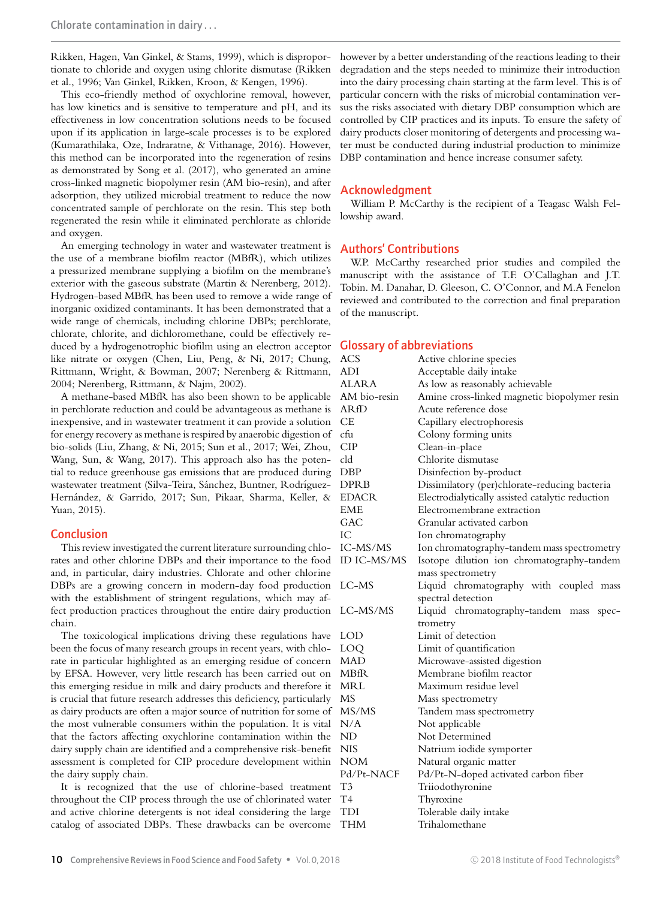Rikken, Hagen, Van Ginkel, & Stams, 1999), which is disproportionate to chloride and oxygen using chlorite dismutase (Rikken et al., 1996; Van Ginkel, Rikken, Kroon, & Kengen, 1996).

This eco-friendly method of oxychlorine removal, however, has low kinetics and is sensitive to temperature and pH, and its effectiveness in low concentration solutions needs to be focused upon if its application in large-scale processes is to be explored (Kumarathilaka, Oze, Indraratne, & Vithanage, 2016). However, this method can be incorporated into the regeneration of resins as demonstrated by Song et al. (2017), who generated an amine cross-linked magnetic biopolymer resin (AM bio-resin), and after adsorption, they utilized microbial treatment to reduce the now concentrated sample of perchlorate on the resin. This step both regenerated the resin while it eliminated perchlorate as chloride and oxygen.

An emerging technology in water and wastewater treatment is the use of a membrane biofilm reactor (MBfR), which utilizes a pressurized membrane supplying a biofilm on the membrane's exterior with the gaseous substrate (Martin & Nerenberg, 2012). Hydrogen-based MBfR has been used to remove a wide range of inorganic oxidized contaminants. It has been demonstrated that a wide range of chemicals, including chlorine DBPs; perchlorate, chlorate, chlorite, and dichloromethane, could be effectively reduced by a hydrogenotrophic biofilm using an electron acceptor like nitrate or oxygen (Chen, Liu, Peng, & Ni, 2017; Chung, Rittmann, Wright, & Bowman, 2007; Nerenberg & Rittmann, 2004; Nerenberg, Rittmann, & Najm, 2002).

A methane-based MBfR has also been shown to be applicable in perchlorate reduction and could be advantageous as methane is inexpensive, and in wastewater treatment it can provide a solution for energy recovery as methane is respired by anaerobic digestion of bio-solids (Liu, Zhang, & Ni, 2015; Sun et al., 2017; Wei, Zhou, Wang, Sun, & Wang, 2017). This approach also has the potential to reduce greenhouse gas emissions that are produced during wastewater treatment (Silva-Teira, Sánchez, Buntner, Rodríguez-Hernández, & Garrido, 2017; Sun, Pikaar, Sharma, Keller, & Yuan, 2015).

## Conclusion

This review investigated the current literature surrounding chlorates and other chlorine DBPs and their importance to the food and, in particular, dairy industries. Chlorate and other chlorine DBPs are a growing concern in modern-day food production with the establishment of stringent regulations, which may affect production practices throughout the entire dairy production chain.

The toxicological implications driving these regulations have been the focus of many research groups in recent years, with chlorate in particular highlighted as an emerging residue of concern by EFSA. However, very little research has been carried out on this emerging residue in milk and dairy products and therefore it is crucial that future research addresses this deficiency, particularly as dairy products are often a major source of nutrition for some of the most vulnerable consumers within the population. It is vital that the factors affecting oxychlorine contamination within the dairy supply chain are identified and a comprehensive risk-benefit assessment is completed for CIP procedure development within the dairy supply chain.

It is recognized that the use of chlorine-based treatment throughout the CIP process through the use of chlorinated water and active chlorine detergents is not ideal considering the large catalog of associated DBPs. These drawbacks can be overcome however by a better understanding of the reactions leading to their degradation and the steps needed to minimize their introduction into the dairy processing chain starting at the farm level. This is of particular concern with the risks of microbial contamination versus the risks associated with dietary DBP consumption which are controlled by CIP practices and its inputs. To ensure the safety of dairy products closer monitoring of detergents and processing water must be conducted during industrial production to minimize DBP contamination and hence increase consumer safety.

## Acknowledgment

William P. McCarthy is the recipient of a Teagasc Walsh Fellowship award.

## Authors' Contributions

W.P. McCarthy researched prior studies and compiled the manuscript with the assistance of T.F. O'Callaghan and J.T. Tobin. M. Danahar, D. Gleeson, C. O'Connor, and M.A Fenelon reviewed and contributed to the correction and final preparation of the manuscript.

## Glossary of abbreviations

| | |
|---|---|
| ACS | Active chlorine species |
| ADI | Acceptable daily intake |
| ALARA | As low as reasonably achievable |
| AM bio-resin | Amine cross-linked magnetic biopolymer resin |
| ARfD | Acute reference dose |
| CE | Capillary electrophoresis |
| cfu | Colony forming units |
| CIP | Clean-in-place |
| cld | Chlorite dismutase |
| DBP | Disinfection by-product |
| DPRB | Dissimilatory (per)chlorate-reducing bacteria |
| EDACR | Electrodialytically assisted catalytic reduction |
| EME | Electromembrane extraction |
| GAC | Granular activated carbon |
| IC | Ion chromatography |
| IC-MS/MS | Ion chromatography-tandem mass spectrometry |
| ID IC-MS/MS | Isotope dilution ion chromatography-tandem mass spectrometry |
| LC-MS | Liquid chromatography with coupled mass spectral detection |
| LC-MS/MS | Liquid chromatography-tandem mass spectrometry |
| LOD | Limit of detection |
| LOQ | Limit of quantification |
| MAD | Microwave-assisted digestion |
| MBfR | Membrane biofilm reactor |
| MRL | Maximum residue level |
| MS | Mass spectrometry |
| MS/MS | Tandem mass spectrometry |
| N/A | Not applicable |
| ND | Not Determined |
| NIS | Natrium iodide symporter |
| NOM | Natural organic matter |
| Pd/Pt-NACF | Pd/Pt-N-doped activated carbon fiber |
| T3 | Triiodothyronine |
| T4 | Thyroxine |
| TDI | Tolerable daily intake |
| THM | Trihalomethane |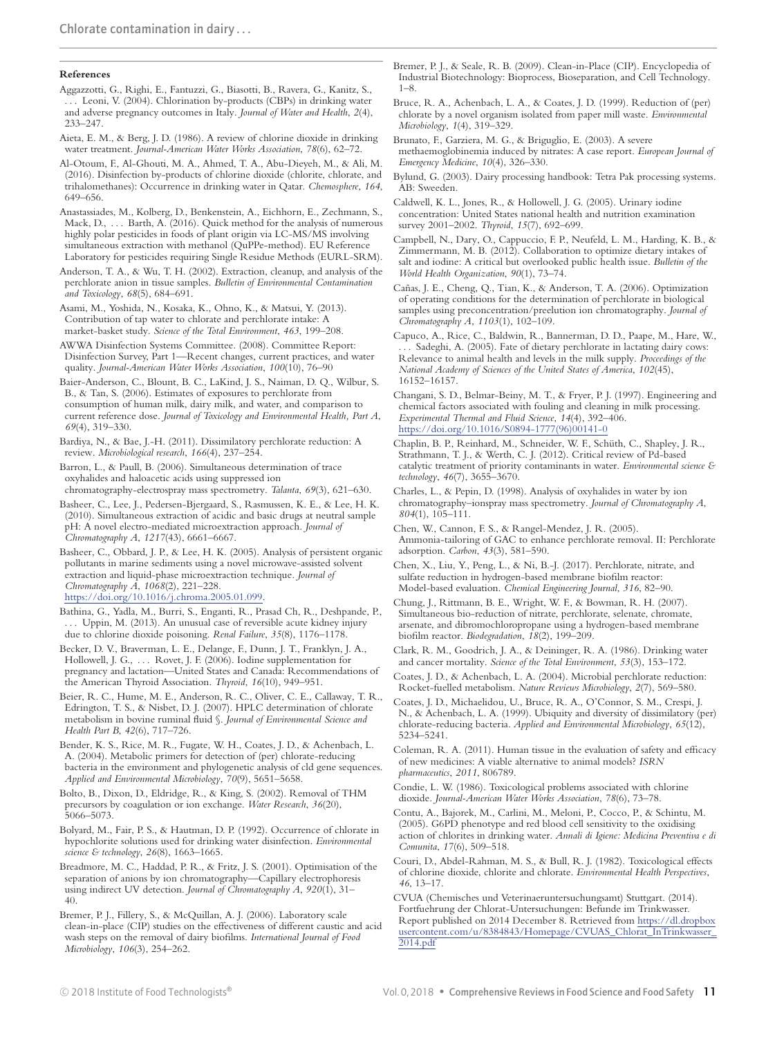### References

Aggazzotti, G., Righi, E., Fantuzzi, G., Biasotti, B., Ravera, G., Kanitz, S., . . . Leoni, V. (2004). Chlorination by-products (CBPs) in drinking water and adverse pregnancy outcomes in Italy. *Journal of Water and Health*, *2*(4), 233–247.

Aieta, E. M., & Berg, J. D. (1986). A review of chlorine dioxide in drinking water treatment. *Journal-American Water Works Association*, *78*(6), 62–72.

Al-Otoum, F., Al-Ghouti, M. A., Ahmed, T. A., Abu-Dieyeh, M., & Ali, M. (2016). Disinfection by-products of chlorine dioxide (chlorite, chlorate, and trihalomethanes): Occurrence in drinking water in Qatar. *Chemosphere*, *164*, 649–656.

Anastassiades, M., Kolberg, D., Benkenstein, A., Eichhorn, E., Zechmann, S., Mack, D., . . . Barth, A. (2016). Quick method for the analysis of numerous highly polar pesticides in foods of plant origin via LC-MS/MS involving simultaneous extraction with methanol (QuPPe-method). EU Reference Laboratory for pesticides requiring Single Residue Methods (EURL-SRM).

Anderson, T. A., & Wu, T. H. (2002). Extraction, cleanup, and analysis of the perchlorate anion in tissue samples. *Bulletin of Environmental Contamination and Toxicology*, *68*(5), 684–691.

Asami, M., Yoshida, N., Kosaka, K., Ohno, K., & Matsui, Y. (2013). Contribution of tap water to chlorate and perchlorate intake: A market-basket study. *Science of the Total Environment*, *463*, 199–208.

AWWA Disinfection Systems Committee. (2008). Committee Report: Disinfection Survey, Part 1—Recent changes, current practices, and water quality. *Journal-American Water Works Association*, *100*(10), 76–90

Baier-Anderson, C., Blount, B. C., LaKind, J. S., Naiman, D. Q., Wilbur, S. B., & Tan, S. (2006). Estimates of exposures to perchlorate from consumption of human milk, dairy milk, and water, and comparison to current reference dose. *Journal of Toxicology and Environmental Health, Part A*, *69*(4), 319–330.

Bardiya, N., & Bae, J.-H. (2011). Dissimilatory perchlorate reduction: A review. *Microbiological research*, *166*(4), 237–254.

Barron, L., & Paull, B. (2006). Simultaneous determination of trace oxyhalides and haloacetic acids using suppressed ion chromatography-electrospray mass spectrometry. *Talanta*, *69*(3), 621–630.

Basheer, C., Lee, J., Pedersen-Bjergaard, S., Rasmussen, K. E., & Lee, H. K. (2010). Simultaneous extraction of acidic and basic drugs at neutral sample pH: A novel electro-mediated microextraction approach. *Journal of Chromatography A*, *1217*(43), 6661–6667.

Basheer, C., Obbard, J. P., & Lee, H. K. (2005). Analysis of persistent organic pollutants in marine sediments using a novel microwave-assisted solvent extraction and liquid-phase microextraction technique. *Journal of Chromatography A*, *1068*(2), 221–228. https://doi.org/10.1016/j.chroma.2005.01.099.

Bathina, G., Yadla, M., Burri, S., Enganti, R., Prasad Ch, R., Deshpande, P., . . . Uppin, M. (2013). An unusual case of reversible acute kidney injury due to chlorine dioxide poisoning. *Renal Failure*, *35*(8), 1176–1178.

Becker, D. V., Braverman, L. E., Delange, F., Dunn, J. T., Franklyn, J. A., Hollowell, J. G., . . . Rovet, J. F. (2006). Iodine supplementation for pregnancy and lactation—United States and Canada: Recommendations of the American Thyroid Association. *Thyroid*, *16*(10), 949–951.

Beier, R. C., Hume, M. E., Anderson, R. C., Oliver, C. E., Callaway, T. R., Edrington, T. S., & Nisbet, D. J. (2007). HPLC determination of chlorate metabolism in bovine ruminal fluid §. *Journal of Environmental Science and Health Part B*, *42*(6), 717–726.

Bender, K. S., Rice, M. R., Fugate, W. H., Coates, J. D., & Achenbach, L. A. (2004). Metabolic primers for detection of (per) chlorate-reducing bacteria in the environment and phylogenetic analysis of cld gene sequences. *Applied and Environmental Microbiology*, *70*(9), 5651–5658.

Bolto, B., Dixon, D., Eldridge, R., & King, S. (2002). Removal of THM precursors by coagulation or ion exchange. *Water Research*, *36*(20), 5066–5073.

Bolyard, M., Fair, P. S., & Hautman, D. P. (1992). Occurrence of chlorate in hypochlorite solutions used for drinking water disinfection. *Environmental science & technology*, *26*(8), 1663–1665.

Breadmore, M. C., Haddad, P. R., & Fritz, J. S. (2001). Optimisation of the separation of anions by ion chromatography—Capillary electrophoresis using indirect UV detection. *Journal of Chromatography A*, *920*(1), 31–40.

Bremer, P. J., Fillery, S., & McQuillan, A. J. (2006). Laboratory scale clean-in-place (CIP) studies on the effectiveness of different caustic and acid wash steps on the removal of dairy biofilms. *International Journal of Food Microbiology*, *106*(3), 254–262.

Bremer, P. J., & Seale, R. B. (2009). Clean-in-Place (CIP). Encyclopedia of Industrial Biotechnology: Bioprocess, Bioseparation, and Cell Technology. 1–8.

Bruce, R. A., Achenbach, L. A., & Coates, J. D. (1999). Reduction of (per) chlorate by a novel organism isolated from paper mill waste. *Environmental Microbiology*, *1*(4), 319–329.

Brunato, F., Garziera, M. G., & Briguglio, E. (2003). A severe methaemoglobinemia induced by nitrates: A case report. *European Journal of Emergency Medicine*, *10*(4), 326–330.

Bylund, G. (2003). Dairy processing handbook: Tetra Pak processing systems. AB: Sweeden.

Caldwell, K. L., Jones, R., & Hollowell, J. G. (2005). Urinary iodine concentration: United States national health and nutrition examination survey 2001–2002. *Thyroid*, *15*(7), 692–699.

Campbell, N., Dary, O., Cappuccio, F. P., Neufeld, L. M., Harding, K. B., & Zimmermann, M. B. (2012). Collaboration to optimize dietary intakes of salt and iodine: A critical but overlooked public health issue. *Bulletin of the World Health Organization*, *90*(1), 73–74.

Cañas, J. E., Cheng, Q., Tian, K., & Anderson, T. A. (2006). Optimization of operating conditions for the determination of perchlorate in biological samples using preconcentration/preelution ion chromatography. *Journal of Chromatography A*, *1103*(1), 102–109.

Capuco, A., Rice, C., Baldwin, R., Bannerman, D. D., Paape, M., Hare, W., . . . Sadeghi, A. (2005). Fate of dietary perchlorate in lactating dairy cows: Relevance to animal health and levels in the milk supply. *Proceedings of the National Academy of Sciences of the United States of America*, *102*(45), 16152–16157.

Changani, S. D., Belmar-Beiny, M. T., & Fryer, P. J. (1997). Engineering and chemical factors associated with fouling and cleaning in milk processing. *Experimental Thermal and Fluid Science*, *14*(4), 392–406. https://doi.org/10.1016/S0894-1777(96)00141-0

Chaplin, B. P., Reinhard, M., Schneider, W. F., Schüth, C., Shapley, J. R., Strathmann, T. J., & Werth, C. J. (2012). Critical review of Pd-based catalytic treatment of priority contaminants in water. *Environmental science & technology*, *46*(7), 3655–3670.

Charles, L., & Pepin, D. (1998). Analysis of oxyhalides in water by ion chromatography–ionspray mass spectrometry. *Journal of Chromatography A*, *804*(1), 105–111.

Chen, W., Cannon, F. S., & Rangel-Mendez, J. R. (2005). Ammonia-tailoring of GAC to enhance perchlorate removal. II: Perchlorate adsorption. *Carbon*, *43*(3), 581–590.

Chen, X., Liu, Y., Peng, L., & Ni, B.-J. (2017). Perchlorate, nitrate, and sulfate reduction in hydrogen-based membrane biofilm reactor: Model-based evaluation. *Chemical Engineering Journal*, *316*, 82–90.

Chung, J., Rittmann, B. E., Wright, W. F., & Bowman, R. H. (2007). Simultaneous bio-reduction of nitrate, perchlorate, selenate, chromate, arsenate, and dibromochloropropane using a hydrogen-based membrane biofilm reactor. *Biodegradation*, *18*(2), 199–209.

Clark, R. M., Goodrich, J. A., & Deininger, R. A. (1986). Drinking water and cancer mortality. *Science of the Total Environment*, *53*(3), 153–172.

Coates, J. D., & Achenbach, L. A. (2004). Microbial perchlorate reduction: Rocket-fuelled metabolism. *Nature Reviews Microbiology*, *2*(7), 569–580.

Coates, J. D., Michaelidou, U., Bruce, R. A., O'Connor, S. M., Crespi, J. N., & Achenbach, L. A. (1999). Ubiquity and diversity of dissimilatory (per) chlorate-reducing bacteria. *Applied and Environmental Microbiology*, *65*(12), 5234–5241.

Coleman, R. A. (2011). Human tissue in the evaluation of safety and efficacy of new medicines: A viable alternative to animal models? *ISRN pharmaceutics*, *2011*, 806789.

Condie, L. W. (1986). Toxicological problems associated with chlorine dioxide. *Journal-American Water Works Association*, *78*(6), 73–78.

Contu, A., Bajorek, M., Carlini, M., Meloni, P., Cocco, P., & Schintu, M. (2005). G6PD phenotype and red blood cell sensitivity to the oxidising action of chlorites in drinking water. *Annali di Igiene: Medicina Preventiva e di Comunita*, *17*(6), 509–518.

Couri, D., Abdel-Rahman, M. S., & Bull, R. J. (1982). Toxicological effects of chlorine dioxide, chlorite and chlorate. *Environmental Health Perspectives*, *46*, 13–17.

CVUA (Chemisches und Veterinaeruntersuchungsamt) Stuttgart. (2014). Fortfuehrung der Chlorat-Untersuchungen: Befunde im Trinkwasser. Report published on 2014 December 8. Retrieved from https://dl.dropboxusercontent.com/u/8384843/Homepage/CVUAS_Chlorat_InTrinkwasser_2014.pdf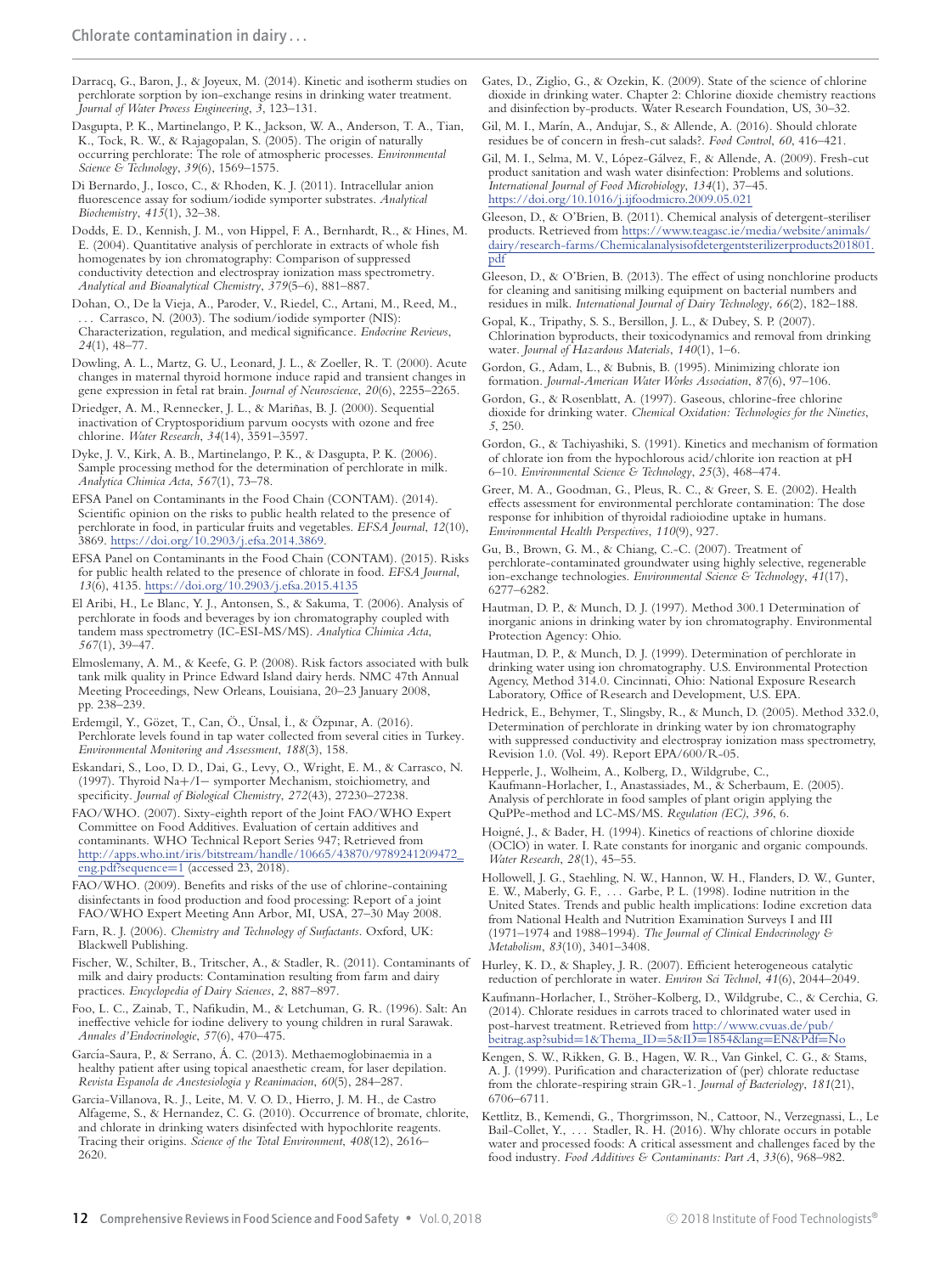Darracq, G., Baron, J., & Joyeux, M. (2014). Kinetic and isotherm studies on perchlorate sorption by ion-exchange resins in drinking water treatment. *Journal of Water Process Engineering*, *3*, 123–131.

Dasgupta, P. K., Martinelango, P. K., Jackson, W. A., Anderson, T. A., Tian, K., Tock, R. W., & Rajagopalan, S. (2005). The origin of naturally occurring perchlorate: The role of atmospheric processes. *Environmental Science & Technology*, *39*(6), 1569–1575.

Di Bernardo, J., Iosco, C., & Rhoden, K. J. (2011). Intracellular anion fluorescence assay for sodium/iodide symporter substrates. *Analytical Biochemistry*, *415*(1), 32–38.

Dodds, E. D., Kennish, J. M., von Hippel, F. A., Bernhardt, R., & Hines, M. E. (2004). Quantitative analysis of perchlorate in extracts of whole fish homogenates by ion chromatography: Comparison of suppressed conductivity detection and electrospray ionization mass spectrometry. *Analytical and Bioanalytical Chemistry*, *379*(5–6), 881–887.

Dohan, O., De la Vieja, A., Paroder, V., Riedel, C., Artani, M., Reed, M., . . . Carrasco, N. (2003). The sodium/iodide symporter (NIS): Characterization, regulation, and medical significance. *Endocrine Reviews*, *24*(1), 48–77.

Dowling, A. L., Martz, G. U., Leonard, J. L., & Zoeller, R. T. (2000). Acute changes in maternal thyroid hormone induce rapid and transient changes in gene expression in fetal rat brain. *Journal of Neuroscience*, *20*(6), 2255–2265.

Driedger, A. M., Rennecker, J. L., & Mariñas, B. J. (2000). Sequential inactivation of Cryptosporidium parvum oocysts with ozone and free chlorine. *Water Research*, *34*(14), 3591–3597.

Dyke, J. V., Kirk, A. B., Martinelango, P. K., & Dasgupta, P. K. (2006). Sample processing method for the determination of perchlorate in milk. *Analytica Chimica Acta*, *567*(1), 73–78.

EFSA Panel on Contaminants in the Food Chain (CONTAM). (2014). Scientific opinion on the risks to public health related to the presence of perchlorate in food, in particular fruits and vegetables. *EFSA Journal*, *12*(10), 3869. https://doi.org/10.2903/j.efsa.2014.3869.

EFSA Panel on Contaminants in the Food Chain (CONTAM). (2015). Risks for public health related to the presence of chlorate in food. *EFSA Journal*, *13*(6), 4135. https://doi.org/10.2903/j.efsa.2015.4135

El Aribi, H., Le Blanc, Y. J., Antonsen, S., & Sakuma, T. (2006). Analysis of perchlorate in foods and beverages by ion chromatography coupled with tandem mass spectrometry (IC-ESI-MS/MS). *Analytica Chimica Acta*, *567*(1), 39–47.

Elmoslemany, A. M., & Keefe, G. P. (2008). Risk factors associated with bulk tank milk quality in Prince Edward Island dairy herds. NMC 47th Annual Meeting Proceedings, New Orleans, Louisiana, 20–23 January 2008, pp. 238–239.

Erdemgil, Y., Gözet, T., Can, Ö., Ünsal, İ., & Özpınar, A. (2016). Perchlorate levels found in tap water collected from several cities in Turkey. *Environmental Monitoring and Assessment*, *188*(3), 158.

Eskandari, S., Loo, D. D., Dai, G., Levy, O., Wright, E. M., & Carrasco, N. (1997). Thyroid Na+/I− symporter Mechanism, stoichiometry, and specificity. *Journal of Biological Chemistry*, *272*(43), 27230–27238.

FAO/WHO. (2007). Sixty-eighth report of the Joint FAO/WHO Expert Committee on Food Additives. Evaluation of certain additives and contaminants. WHO Technical Report Series 947; Retrieved from http://apps.who.int/iris/bitstream/handle/10665/43870/9789241209472_eng.pdf?sequence=1 (accessed 23, 2018).

FAO/WHO. (2009). Benefits and risks of the use of chlorine-containing disinfectants in food production and food processing: Report of a joint FAO/WHO Expert Meeting Ann Arbor, MI, USA, 27–30 May 2008.

Farn, R. J. (2006). *Chemistry and Technology of Surfactants*. Oxford, UK: Blackwell Publishing.

Fischer, W., Schilter, B., Tritscher, A., & Stadler, R. (2011). Contaminants of milk and dairy products: Contamination resulting from farm and dairy practices. *Encyclopedia of Dairy Sciences*, *2*, 887–897.

Foo, L. C., Zainab, T., Nafikudin, M., & Letchuman, G. R. (1996). Salt: An ineffective vehicle for iodine delivery to young children in rural Sarawak. *Annales d'Endocrinologie*, *57*(6), 470–475.

García-Saura, P., & Serrano, Á. C. (2013). Methaemoglobinaemia in a healthy patient after using topical anaesthetic cream, for laser depilation. *Revista Espanola de Anestesiologia y Reanimacion*, *60*(5), 284–287.

Garcia-Villanova, R. J., Leite, M. V. O. D., Hierro, J. M. H., de Castro Alfageme, S., & Hernandez, C. G. (2010). Occurrence of bromate, chlorite, and chlorate in drinking waters disinfected with hypochlorite reagents. Tracing their origins. *Science of the Total Environment*, *408*(12), 2616–2620.

Gates, D., Ziglio, G., & Ozekin, K. (2009). State of the science of chlorine dioxide in drinking water. Chapter 2: Chlorine dioxide chemistry reactions and disinfection by-products. Water Research Foundation, US, 30–32.

Gil, M. I., Marín, A., Andujar, S., & Allende, A. (2016). Should chlorate residues be of concern in fresh-cut salads?. *Food Control*, *60*, 416–421.

Gil, M. I., Selma, M. V., López-Gálvez, F., & Allende, A. (2009). Fresh-cut product sanitation and wash water disinfection: Problems and solutions. *International Journal of Food Microbiology*, *134*(1), 37–45. https://doi.org/10.1016/j.ijfoodmicro.2009.05.021

Gleeson, D., & O'Brien, B. (2011). Chemical analysis of detergent-steriliser products. Retrieved from https://www.teagasc.ie/media/website/animals/dairy/research-farms/Chemicalanalysisofdetergentsterilizerproducts201801.pdf

Gleeson, D., & O'Brien, B. (2013). The effect of using nonchlorine products for cleaning and sanitising milking equipment on bacterial numbers and residues in milk. *International Journal of Dairy Technology*, *66*(2), 182–188.

Gopal, K., Tripathy, S. S., Bersillon, J. L., & Dubey, S. P. (2007). Chlorination byproducts, their toxicodynamics and removal from drinking water. *Journal of Hazardous Materials*, *140*(1), 1–6.

Gordon, G., Adam, L., & Bubnis, B. (1995). Minimizing chlorate ion formation. *Journal-American Water Works Association*, *87*(6), 97–106.

Gordon, G., & Rosenblatt, A. (1997). Gaseous, chlorine-free chlorine dioxide for drinking water. *Chemical Oxidation: Technologies for the Nineties*, *5*, 250.

Gordon, G., & Tachiyashiki, S. (1991). Kinetics and mechanism of formation of chlorate ion from the hypochlorous acid/chlorite ion reaction at pH 6–10. *Environmental Science & Technology*, *25*(3), 468–474.

Greer, M. A., Goodman, G., Pleus, R. C., & Greer, S. E. (2002). Health effects assessment for environmental perchlorate contamination: The dose response for inhibition of thyroidal radioiodine uptake in humans. *Environmental Health Perspectives*, *110*(9), 927.

Gu, B., Brown, G. M., & Chiang, C.-C. (2007). Treatment of perchlorate-contaminated groundwater using highly selective, regenerable ion-exchange technologies. *Environmental Science & Technology*, *41*(17), 6277–6282.

Hautman, D. P., & Munch, D. J. (1997). Method 300.1 Determination of inorganic anions in drinking water by ion chromatography. Environmental Protection Agency: Ohio.

Hautman, D. P., & Munch, D. J. (1999). Determination of perchlorate in drinking water using ion chromatography. U.S. Environmental Protection Agency, Method 314.0. Cincinnati, Ohio: National Exposure Research Laboratory, Office of Research and Development, U.S. EPA.

Hedrick, E., Behymer, T., Slingsby, R., & Munch, D. (2005). Method 332.0, Determination of perchlorate in drinking water by ion chromatography with suppressed conductivity and electrospray ionization mass spectrometry, Revision 1.0. (Vol. 49). Report EPA/600/R-05.

Hepperle, J., Wolheim, A., Kolberg, D., Wildgrube, C., Kaufmann-Horlacher, I., Anastassiades, M., & Scherbaum, E. (2005). Analysis of perchlorate in food samples of plant origin applying the QuPPe-method and LC-MS/MS. *Regulation (EC)*, *396*, 6.

Hoigné, J., & Bader, H. (1994). Kinetics of reactions of chlorine dioxide (OClO) in water. I. Rate constants for inorganic and organic compounds. *Water Research*, *28*(1), 45–55.

Hollowell, J. G., Staehling, N. W., Hannon, W. H., Flanders, D. W., Gunter, E. W., Maberly, G. F., . . . Garbe, P. L. (1998). Iodine nutrition in the United States. Trends and public health implications: Iodine excretion data from National Health and Nutrition Examination Surveys I and III (1971–1974 and 1988–1994). *The Journal of Clinical Endocrinology & Metabolism*, *83*(10), 3401–3408.

Hurley, K. D., & Shapley, J. R. (2007). Efficient heterogeneous catalytic reduction of perchlorate in water. *Environ Sci Technol*, *41*(6), 2044–2049.

Kaufmann-Horlacher, I., Ströher-Kolberg, D., Wildgrube, C., & Cerchia, G. (2014). Chlorate residues in carrots traced to chlorinated water used in post-harvest treatment. Retrieved from http://www.cvuas.de/pub/beitrag.asp?subid=1&Thema_ID=5&ID=1854&lang=EN&Pdf=No

Kengen, S. W., Rikken, G. B., Hagen, W. R., Van Ginkel, C. G., & Stams, A. J. (1999). Purification and characterization of (per) chlorate reductase from the chlorate-respiring strain GR-1. *Journal of Bacteriology*, *181*(21), 6706–6711.

Kettlitz, B., Kemendi, G., Thorgrimsson, N., Cattoor, N., Verzegnassi, L., Le Bail-Collet, Y., . . . Stadler, R. H. (2016). Why chlorate occurs in potable water and processed foods: A critical assessment and challenges faced by the food industry. *Food Additives & Contaminants: Part A*, *33*(6), 968–982.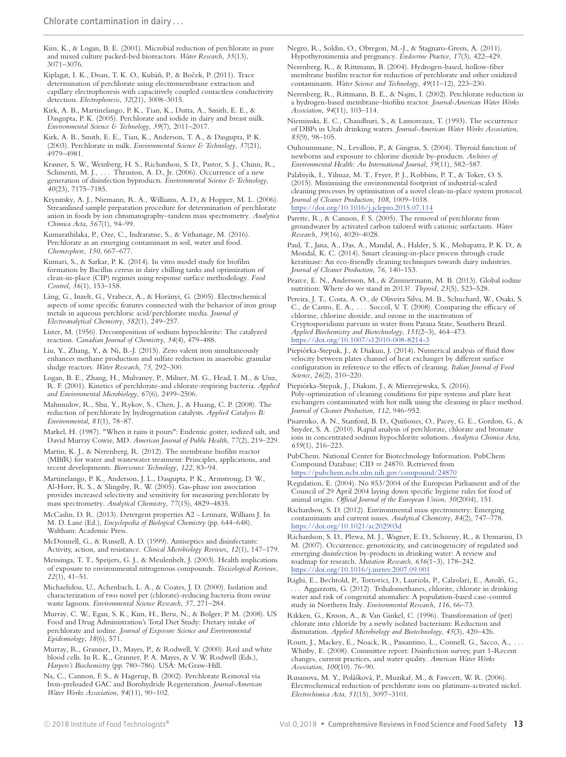Kim, K., & Logan, B. E. (2001). Microbial reduction of perchlorate in pure and mixed culture packed-bed bioreactors. *Water Research*, *35*(13), 3071–3076.

Kiplagat, I. K., Doan, T. K. O., Kubáň, P., & Boček, P. (2011). Trace determination of perchlorate using electromembrane extraction and capillary electrophoresis with capacitively coupled contactless conductivity detection. *Electrophoresis*, *32*(21), 3008–3015.

Kirk, A. B., Martinelango, P. K., Tian, K., Dutta, A., Smith, E. E., & Dasgupta, P. K. (2005). Perchlorate and iodide in dairy and breast milk. *Environmental Science & Technology*, *39*(7), 2011–2017.

Kirk, A. B., Smith, E. E., Tian, K., Anderson, T. A., & Dasgupta, P. K. (2003). Perchlorate in milk. *Environmental Science & Technology*, *37*(21), 4979–4981.

Krasner, S. W., Weinberg, H. S., Richardson, S. D., Pastor, S. J., Chinn, R., Sclimenti, M. J., ... Thruston, A. D., Jr. (2006). Occurrence of a new generation of disinfection byproducts. *Environmental Science & Technology*, *40*(23), 7175–7185.

Krynitsky, A. J., Niemann, R. A., Williams, A. D., & Hopper, M. L. (2006). Streamlined sample preparation procedure for determination of perchlorate anion in foods by ion chromatography–tandem mass spectrometry. *Analytica Chimica Acta*, *567*(1), 94–99.

Kumarathilaka, P., Oze, C., Indraratne, S., & Vithanage, M. (2016). Perchlorate as an emerging contaminant in soil, water and food. *Chemosphere*, *150*, 667–677.

Kumari, S., & Sarkar, P. K. (2014). In vitro model study for biofilm formation by Bacillus cereus in dairy chilling tanks and optimization of clean-in-place (CIP) regimes using response surface methodology. *Food Control*, *36*(1), 153–158.

Láng, G., Inzelt, G., Vrabecz, A., & Horányi, G. (2005). Electrochemical aspects of some specific features connected with the behavior of iron group metals in aqueous perchloric acid/perchlorate media. *Journal of Electroanalytical Chemistry*, *582*(1), 249–257.

Lister, M. (1956). Decomposition of sodium hypochlorite: The catalyzed reaction. *Canadian Journal of Chemistry*, *34*(4), 479–488.

Liu, Y., Zhang, Y., & Ni, B.-J. (2015). Zero valent iron simultaneously enhances methane production and sulfate reduction in anaerobic granular sludge reactors. *Water Research*, *75*, 292–300.

Logan, B. E., Zhang, H., Mulvaney, P., Milner, M. G., Head, I. M., & Unz, R. F. (2001). Kinetics of perchlorate-and chlorate-respiring bacteria. *Applied and Environmental Microbiology*, *67*(6), 2499–2506.

Mahmudov, R., Shu, Y., Rykov, S., Chen, J., & Huang, C. P. (2008). The reduction of perchlorate by hydrogenation catalysts. *Applied Catalysis B: Environmental*, *81*(1), 78–87.

Markel, H. (1987). "When it rains it pours": Endemic goiter, iodized salt, and David Murray Cowie, MD. *American Journal of Public Health*, *77*(2), 219–229.

Martin, K. J., & Nerenberg, R. (2012). The membrane biofilm reactor (MBfR) for water and wastewater treatment: Principles, applications, and recent developments. *Bioresource Technology*, *122*, 83–94.

Martinelango, P. K., Anderson, J. L., Dasgupta, P. K., Armstrong, D. W., Al-Horr, R. S., & Slingsby, R. W. (2005). Gas-phase ion association provides increased selectivity and sensitivity for measuring perchlorate by mass spectrometry. *Analytical Chemistry*, 77(15), 4829–4835.

McCaslin, D. R. (2013). Detergent properties A2 - Lennarz, William J. In M. D. Lane (Ed.), *Encyclopedia of Biological Chemistry* (pp. 644–648). Waltham: Academic Press.

McDonnell, G., & Russell, A. D. (1999). Antiseptics and disinfectants: Activity, action, and resistance. *Clinical Microbiology Reviews*, *12*(1), 147–179.

Mensinga, T. T., Speijers, G. J., & Meulenbelt, J. (2003). Health implications of exposure to environmental nitrogenous compounds. *Toxicological Reviews*, *22*(1), 41–51.

Michaelidou, U., Achenbach, L. A., & Coates, J. D. (2000). Isolation and characterization of two novel per (chlorate)-reducing bacteria from swine waste lagoons. *Environmental Science Research*, *57*, 271–284.

Murray, C. W., Egan, S. K., Kim, H., Beru, N., & Bolger, P. M. (2008). US Food and Drug Administration's Total Diet Study: Dietary intake of perchlorate and iodine. *Journal of Exposure Science and Environmental Epidemiology*, *18*(6), 571.

Murray, R., Granner, D., Mayes, P., & Rodwell, V. (2000). Red and white blood cells. In R. K., Granner, P. A. Mayes, & V. W. Rodwell (Eds.), *Harper's Biochemistry* (pp. 780–786). USA: McGraw-Hill.

Na, C., Cannon, F. S., & Hagerup, B. (2002). Perchlorate Removal via Iron-preloaded GAC and Borohydride Regeneration. *Journal-American Water Works Association*, *94*(11), 90–102.

Negro, R., Soldin, O., Obregon, M.-J., & Stagnaro-Green, A. (2011). Hypothyroxinemia and pregnancy. *Endocrine Practice*, *17*(3), 422–429.

Nerenberg, R., & Rittmann, B. (2004). Hydrogen-based, hollow-fiber membrane biofilm reactor for reduction of perchlorate and other oxidized contaminants. *Water Science and Technology*, *49*(11–12), 223–230.

Nerenberg, R., Rittmann, B. E., & Najm, I. (2002). Perchlorate reduction in a hydrogen-based membrane–biofilm reactor. *Journal-American Water Works Association*, *94*(11), 103–114.

Nieminski, E. C., Chaudhuri, S., & Lamoreaux, T. (1993). The occurrence of DBPs in Utah drinking waters. *Journal-American Water Works Association*, *85*(9), 98–105.

Ouhoummane, N., Levallois, P., & Gingras, S. (2004). Thyroid function of newborns and exposure to chlorine dioxide by-products. *Archives of Environmental Health: An International Journal*, *59*(11), 582–587.

Palabiyik, I., Yilmaz, M. T., Fryer, P. J., Robbins, P. T., & Toker, O. S. (2015). Minimising the environmental footprint of industrial-scaled cleaning processes by optimisation of a novel clean-in-place system protocol. *Journal of Cleaner Production*, *108*, 1009–1018. https://doi.org/10.1016/j.jclepro.2015.07.114

Parette, R., & Cannon, F. S. (2005). The removal of perchlorate from groundwater by activated carbon tailored with cationic surfactants. *Water Research*, *39*(16), 4020–4028.

Paul, T., Jana, A., Das, A., Mandal, A., Halder, S. K., Mohapatra, P. K. D., & Mondal, K. C. (2014). Smart cleaning-in-place process through crude keratinase: An eco-friendly cleaning techniques towards dairy industries. *Journal of Cleaner Production*, *76*, 140–153.

Pearce, E. N., Andersson, M., & Zimmermann, M. B. (2013). Global iodine nutrition: Where do we stand in 2013?. *Thyroid*, *23*(5), 523–528.

Pereira, J. T., Costa, A. O., de Oliveira Silva, M. B., Schuchard, W., Osaki, S. C., de Castro, E. A., ... Soccol, V. T. (2008). Comparing the efficacy of chlorine, chlorine dioxide, and ozone in the inactivation of Cryptosporidium parvum in water from Parana State, Southern Brazil. *Applied Biochemistry and Biotechnology*, *151*(2–3), 464–473. https://doi.org/10.1007/s12010-008-8214-3

Piepiórka-Stepuk, J., & Diakun, J. (2014). Numerical analysis of fluid flow velocity between plates channel of heat exchanger by different surface configuration in reference to the effects of cleaning. *Italian Journal of Food Science*, *26*(2), 210–220.

Piepiórka-Stepuk, J., Diakun, J., & Mierzejewska, S. (2016). Poly-optimization of cleaning conditions for pipe systems and plate heat exchangers contaminated with hot milk using the cleaning in place method. *Journal of Cleaner Production*, *112*, 946–952.

Pisarenko, A. N., Stanford, B. D., Quiñones, O., Pacey, G. E., Gordon, G., & Snyder, S. A. (2010). Rapid analysis of perchlorate, chlorate and bromate ions in concentrated sodium hypochlorite solutions. *Analytica Chimica Acta*, *659*(1), 216–223.

PubChem. National Center for Biotechnology Information. PubChem Compound Database; CID = 24870. Retrieved from https://pubchem.ncbi.nlm.nih.gov/compound/24870

Regulation, E. (2004). No 853/2004 of the European Parliament and of the Council of 29 April 2004 laying down specific hygiene rules for food of animal origin. *Official Journal of the European Union*, *30*(2004), 151.

Richardson, S. D. (2012). Environmental mass spectrometry: Emerging contaminants and current issues. *Analytical Chemistry*, *84*(2), 747–778. https://doi.org/10.1021/ac202903d

Richardson, S. D., Plewa, M. J., Wagner, E. D., Schoeny, R., & Demarini, D. M. (2007). Occurrence, genotoxicity, and carcinogenicity of regulated and emerging disinfection by-products in drinking water: A review and roadmap for research. *Mutation Research*, *636*(1–3), 178–242. https://doi.org/10.1016/j.mrrev.2007.09.001

Righi, E., Bechtold, P., Tortorici, D., Lauriola, P., Calzolari, E., Astolfi, G., ... Aggazzotti, G. (2012). Trihalomethanes, chlorite, chlorate in drinking water and risk of congenital anomalies: A population-based case-control study in Northern Italy. *Environmental Research*, *116*, 66–73.

Rikken, G., Kroon, A., & Van Ginkel, C. (1996). Transformation of (per) chlorate into chloride by a newly isolated bacterium: Reduction and dismutation. *Applied Microbiology and Biotechnology*, *45*(3), 420–426.

Routt, J., Mackey, E., Noack, R., Passantino, L., Connell, G., Sacco, A., ... Whitby, E. (2008). Committee report: Disinfection survey, part 1-Recent changes, current practices, and water quality. *American Water Works Association*, *100*(10). 76–90.

Rusanova, M. Y., Polášková, P., Muzikař, M., & Fawcett, W. R. (2006). Electrochemical reduction of perchlorate ions on platinum-activated nickel. *Electrochimica Acta*, *51*(15), 3097–3101.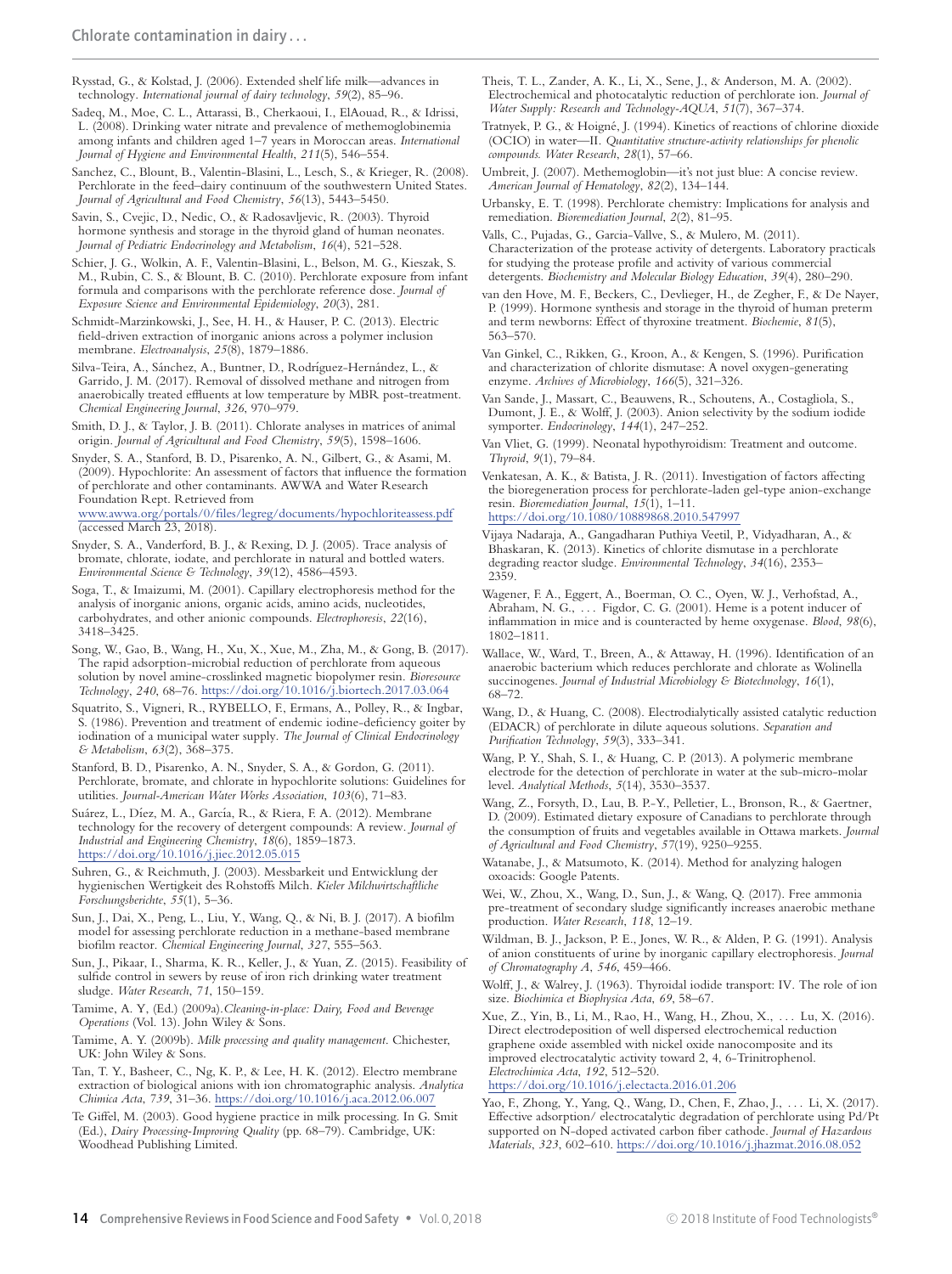Rysstad, G., & Kolstad, J. (2006). Extended shelf life milk—advances in technology. *International journal of dairy technology*, *59*(2), 85–96.

Sadeq, M., Moe, C. L., Attarassi, B., Cherkaoui, I., ElAouad, R., & Idrissi, L. (2008). Drinking water nitrate and prevalence of methemoglobinemia among infants and children aged 1–7 years in Moroccan areas. *International Journal of Hygiene and Environmental Health*, *211*(5), 546–554.

Sanchez, C., Blount, B., Valentin-Blasini, L., Lesch, S., & Krieger, R. (2008). Perchlorate in the feed–dairy continuum of the southwestern United States. *Journal of Agricultural and Food Chemistry*, *56*(13), 5443–5450.

Savin, S., Cvejic, D., Nedic, O., & Radosavljevic, R. (2003). Thyroid hormone synthesis and storage in the thyroid gland of human neonates. *Journal of Pediatric Endocrinology and Metabolism*, *16*(4), 521–528.

Schier, J. G., Wolkin, A. F., Valentin-Blasini, L., Belson, M. G., Kieszak, S. M., Rubin, C. S., & Blount, B. C. (2010). Perchlorate exposure from infant formula and comparisons with the perchlorate reference dose. *Journal of Exposure Science and Environmental Epidemiology*, *20*(3), 281.

Schmidt-Marzinkowski, J., See, H. H., & Hauser, P. C. (2013). Electric field-driven extraction of inorganic anions across a polymer inclusion membrane. *Electroanalysis*, *25*(8), 1879–1886.

Silva-Teira, A., Sánchez, A., Buntner, D., Rodríguez-Hernández, L., & Garrido, J. M. (2017). Removal of dissolved methane and nitrogen from anaerobically treated effluents at low temperature by MBR post-treatment. *Chemical Engineering Journal*, *326*, 970–979.

Smith, D. J., & Taylor, J. B. (2011). Chlorate analyses in matrices of animal origin. *Journal of Agricultural and Food Chemistry*, *59*(5), 1598–1606.

Snyder, S. A., Stanford, B. D., Pisarenko, A. N., Gilbert, G., & Asami, M. (2009). Hypochlorite: An assessment of factors that influence the formation of perchlorate and other contaminants. AWWA and Water Research Foundation Rept. Retrieved from www.awwa.org/portals/0/files/legreg/documents/hypochloriteassess.pdf (accessed March 23, 2018).

Snyder, S. A., Vanderford, B. J., & Rexing, D. J. (2005). Trace analysis of bromate, chlorate, iodate, and perchlorate in natural and bottled waters. *Environmental Science & Technology*, *39*(12), 4586–4593.

Soga, T., & Imaizumi, M. (2001). Capillary electrophoresis method for the analysis of inorganic anions, organic acids, amino acids, nucleotides, carbohydrates, and other anionic compounds. *Electrophoresis*, *22*(16), 3418–3425.

Song, W., Gao, B., Wang, H., Xu, X., Xue, M., Zha, M., & Gong, B. (2017). The rapid adsorption-microbial reduction of perchlorate from aqueous solution by novel amine-crosslinked magnetic biopolymer resin. *Bioresource Technology*, *240*, 68–76. https://doi.org/10.1016/j.biortech.2017.03.064

Squatrito, S., Vigneri, R., RYBELLO, F., Ermans, A., Polley, R., & Ingbar, S. (1986). Prevention and treatment of endemic iodine-deficiency goiter by iodination of a municipal water supply. *The Journal of Clinical Endocrinology & Metabolism*, *63*(2), 368–375.

Stanford, B. D., Pisarenko, A. N., Snyder, S. A., & Gordon, G. (2011). Perchlorate, bromate, and chlorate in hypochlorite solutions: Guidelines for utilities. *Journal-American Water Works Association*, *103*(6), 71–83.

Suárez, L., Díez, M. A., García, R., & Riera, F. A. (2012). Membrane technology for the recovery of detergent compounds: A review. *Journal of Industrial and Engineering Chemistry*, *18*(6), 1859–1873. https://doi.org/10.1016/j.jiec.2012.05.015

Suhren, G., & Reichmuth, J. (2003). Messbarkeit und Entwicklung der hygienischen Wertigkeit des Rohstoffs Milch. *Kieler Milchwirtschaftliche Forschungsberichte*, *55*(1), 5–36.

Sun, J., Dai, X., Peng, L., Liu, Y., Wang, Q., & Ni, B. J. (2017). A biofilm model for assessing perchlorate reduction in a methane-based membrane biofilm reactor. *Chemical Engineering Journal*, *327*, 555–563.

Sun, J., Pikaar, I., Sharma, K. R., Keller, J., & Yuan, Z. (2015). Feasibility of sulfide control in sewers by reuse of iron rich drinking water treatment sludge. *Water Research*, *71*, 150–159.

Tamime, A. Y. (Ed.) (2009a).*Cleaning-in-place: Dairy, Food and Beverage Operations* (Vol. 13). John Wiley & Sons.

Tamime, A. Y. (2009b). *Milk processing and quality management*. Chichester, UK: John Wiley & Sons.

Tan, T. Y., Basheer, C., Ng, K. P., & Lee, H. K. (2012). Electro membrane extraction of biological anions with ion chromatographic analysis. *Analytica Chimica Acta*, *739*, 31–36. https://doi.org/10.1016/j.aca.2012.06.007

Te Giffel, M. (2003). Good hygiene practice in milk processing. In G. Smit (Ed.), *Dairy Processing-Improving Quality* (pp. 68–79). Cambridge, UK: Woodhead Publishing Limited.

Theis, T. L., Zander, A. K., Li, X., Sene, J., & Anderson, M. A. (2002). Electrochemical and photocatalytic reduction of perchlorate ion. *Journal of Water Supply: Research and Technology-AQUA*, *51*(7), 367–374.

Tratnyek, P. G., & Hoigné, J. (1994). Kinetics of reactions of chlorine dioxide (OClO) in water—II. *Quantitative structure-activity relationships for phenolic compounds. Water Research*, *28*(1), 57–66.

Umbreit, J. (2007). Methemoglobin—it's not just blue: A concise review. *American Journal of Hematology*, *82*(2), 134–144.

Urbansky, E. T. (1998). Perchlorate chemistry: Implications for analysis and remediation. *Bioremediation Journal*, *2*(2), 81–95.

Valls, C., Pujadas, G., Garcia-Vallve, S., & Mulero, M. (2011). Characterization of the protease activity of detergents. Laboratory practicals for studying the protease profile and activity of various commercial detergents. *Biochemistry and Molecular Biology Education*, *39*(4), 280–290.

van den Hove, M. F., Beckers, C., Devlieger, H., de Zegher, F., & De Nayer, P. (1999). Hormone synthesis and storage in the thyroid of human preterm and term newborns: Effect of thyroxine treatment. *Biochemie*, *81*(5), 563–570.

Van Ginkel, C., Rikken, G., Kroon, A., & Kengen, S. (1996). Purification and characterization of chlorite dismutase: A novel oxygen-generating enzyme. *Archives of Microbiology*, *166*(5), 321–326.

Van Sande, J., Massart, C., Beauwens, R., Schoutens, A., Costagliola, S., Dumont, J. E., & Wolff, J. (2003). Anion selectivity by the sodium iodide symporter. *Endocrinology*, *144*(1), 247–252.

Van Vliet, G. (1999). Neonatal hypothyroidism: Treatment and outcome. *Thyroid*, *9*(1), 79–84.

Venkatesan, A. K., & Batista, J. R. (2011). Investigation of factors affecting the bioregeneration process for perchlorate-laden gel-type anion-exchange resin. *Bioremediation Journal*, *15*(1), 1–11. https://doi.org/10.1080/10889868.2010.547997

Vijaya Nadaraja, A., Gangadharan Puthiya Veetil, P., Vidyadharan, A., & Bhaskaran, K. (2013). Kinetics of chlorite dismutase in a perchlorate degrading reactor sludge. *Environmental Technology*, *34*(16), 2353–2359.

Wagener, F. A., Eggert, A., Boerman, O. C., Oyen, W. J., Verhofstad, A., Abraham, N. G., … Figdor, C. G. (2001). Heme is a potent inducer of inflammation in mice and is counteracted by heme oxygenase. *Blood*, *98*(6), 1802–1811.

Wallace, W., Ward, T., Breen, A., & Attaway, H. (1996). Identification of an anaerobic bacterium which reduces perchlorate and chlorate as Wolinella succinogenes. *Journal of Industrial Microbiology & Biotechnology*, *16*(1), 68–72.

Wang, D., & Huang, C. (2008). Electrodialytically assisted catalytic reduction (EDACR) of perchlorate in dilute aqueous solutions. *Separation and Purification Technology*, *59*(3), 333–341.

Wang, P. Y., Shah, S. I., & Huang, C. P. (2013). A polymeric membrane electrode for the detection of perchlorate in water at the sub-micro-molar level. *Analytical Methods*, *5*(14), 3530–3537.

Wang, Z., Forsyth, D., Lau, B. P.-Y., Pelletier, L., Bronson, R., & Gaertner, D. (2009). Estimated dietary exposure of Canadians to perchlorate through the consumption of fruits and vegetables available in Ottawa markets. *Journal of Agricultural and Food Chemistry*, *57*(19), 9250–9255.

Watanabe, J., & Matsumoto, K. (2014). Method for analyzing halogen oxoacids: Google Patents.

Wei, W., Zhou, X., Wang, D., Sun, J., & Wang, Q. (2017). Free ammonia pre-treatment of secondary sludge significantly increases anaerobic methane production. *Water Research*, *118*, 12–19.

Wildman, B. J., Jackson, P. E., Jones, W. R., & Alden, P. G. (1991). Analysis of anion constituents of urine by inorganic capillary electrophoresis. *Journal of Chromatography A*, *546*, 459–466.

Wolff, J., & Walrey, J. (1963). Thyroidal iodide transport: IV. The role of ion size. *Biochimica et Biophysica Acta*, *69*, 58–67.

Xue, Z., Yin, B., Li, M., Rao, H., Wang, H., Zhou, X., … Lu, X. (2016). Direct electrodeposition of well dispersed electrochemical reduction graphene oxide assembled with nickel oxide nanocomposite and its improved electrocatalytic activity toward 2, 4, 6-Trinitrophenol. *Electrochimica Acta*, *192*, 512–520. https://doi.org/10.1016/j.electacta.2016.01.206

Yao, F., Zhong, Y., Yang, Q., Wang, D., Chen, F., Zhao, J., … Li, X. (2017). Effective adsorption/ electrocatalytic degradation of perchlorate using Pd/Pt supported on N-doped activated carbon fiber cathode. *Journal of Hazardous Materials*, *323*, 602–610. https://doi.org/10.1016/j.jhazmat.2016.08.052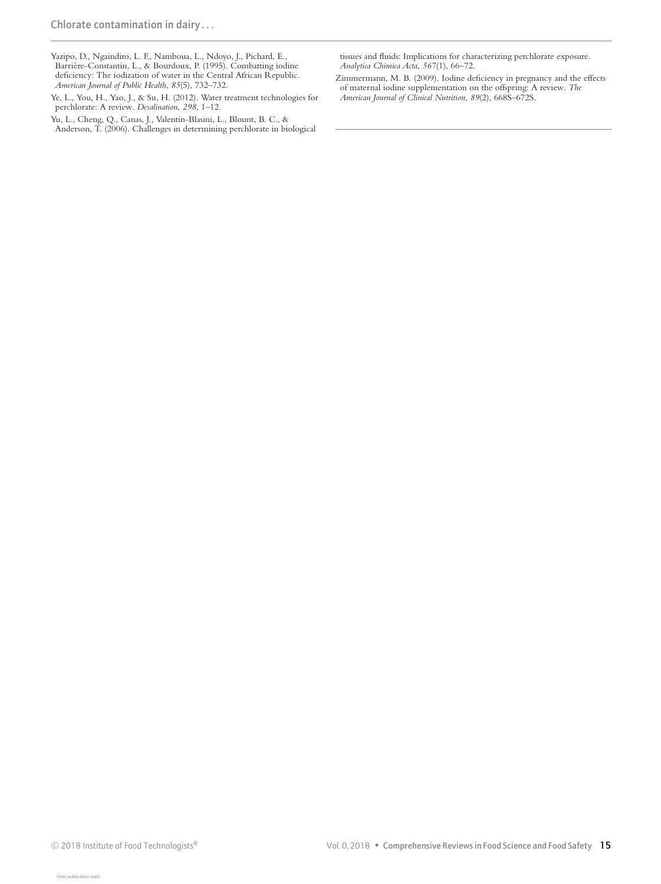Yazipo, D., Ngaindiro, L. F., Namboua, L., Ndoyo, J., Pichard, E., Barrière-Constantin, L., & Bourdoux, P. (1995). Combatting iodine deficiency: The iodization of water in the Central African Republic. *American Journal of Public Health*, *85*(5), 732–732.

Ye, L., You, H., Yao, J., & Su, H. (2012). Water treatment technologies for perchlorate: A review. *Desalination*, *298*, 1–12.

Yu, L., Cheng, Q., Canas, J., Valentin-Blasini, L., Blount, B. C., & Anderson, T. (2006). Challenges in determining perchlorate in biological tissues and fluids: Implications for characterizing perchlorate exposure. *Analytica Chimica Acta*, *567*(1), 66–72.

Zimmermann, M. B. (2009). Iodine deficiency in pregnancy and the effects of maternal iodine supplementation on the offspring: A review. *The American Journal of Clinical Nutrition*, *89*(2), 668S–672S.